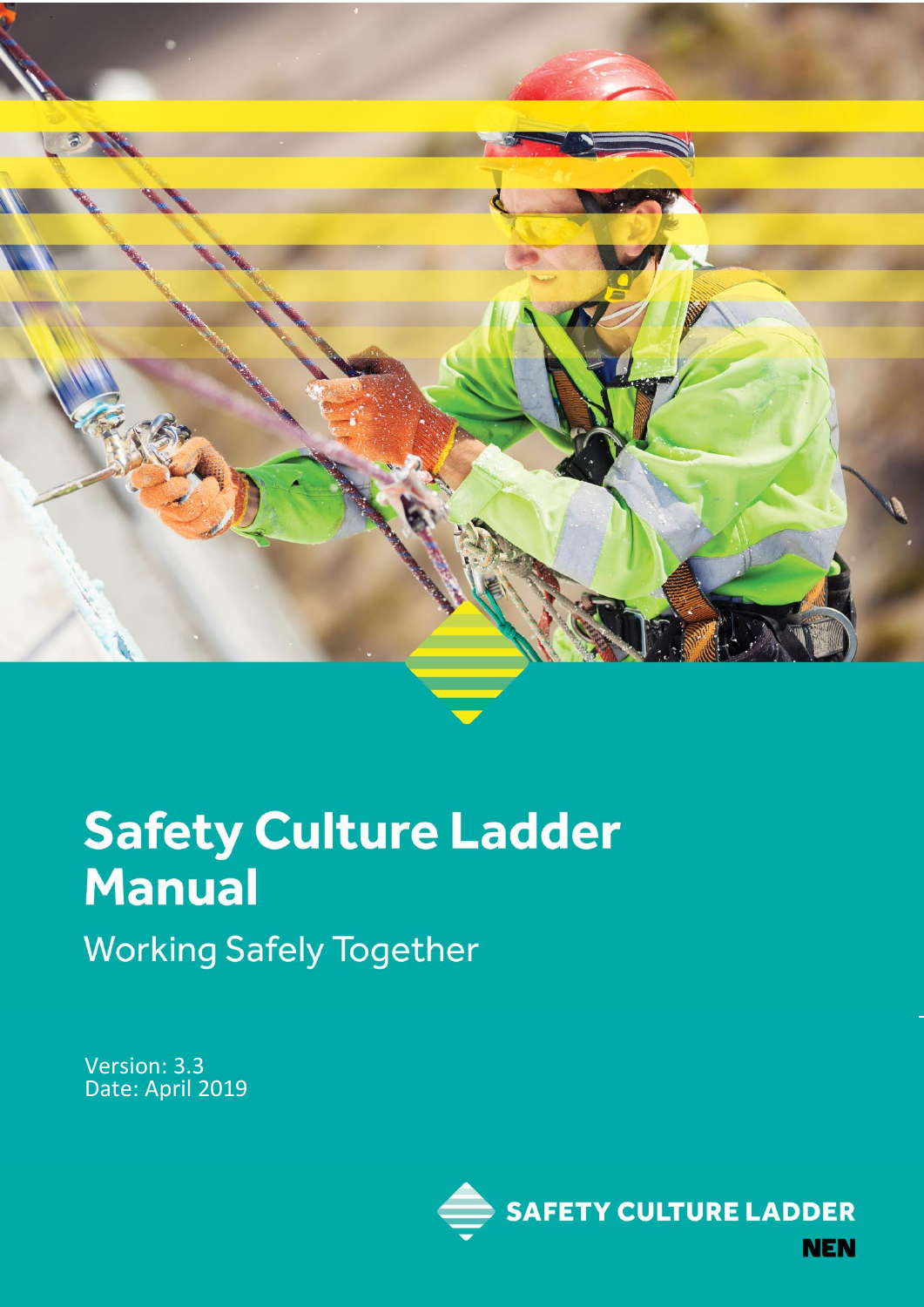# Safety Culture Ladder Manual

Working Safely Together

Version: 3.3
Date: April 2019

SAFETY CULTURE LADDER

NEN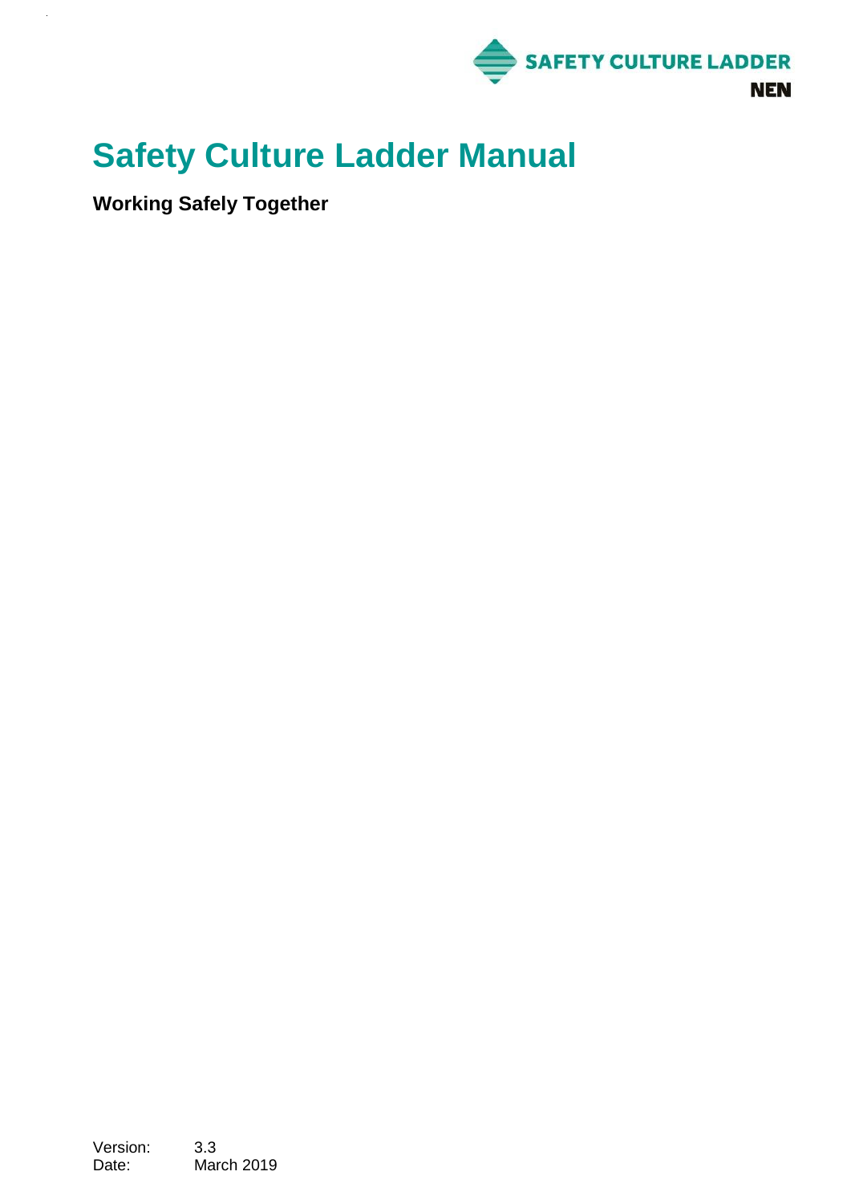SAFETY CULTURE LADDER

NEN

# Safety Culture Ladder Manual

**Working Safely Together**

Version: 3.3
Date: March 2019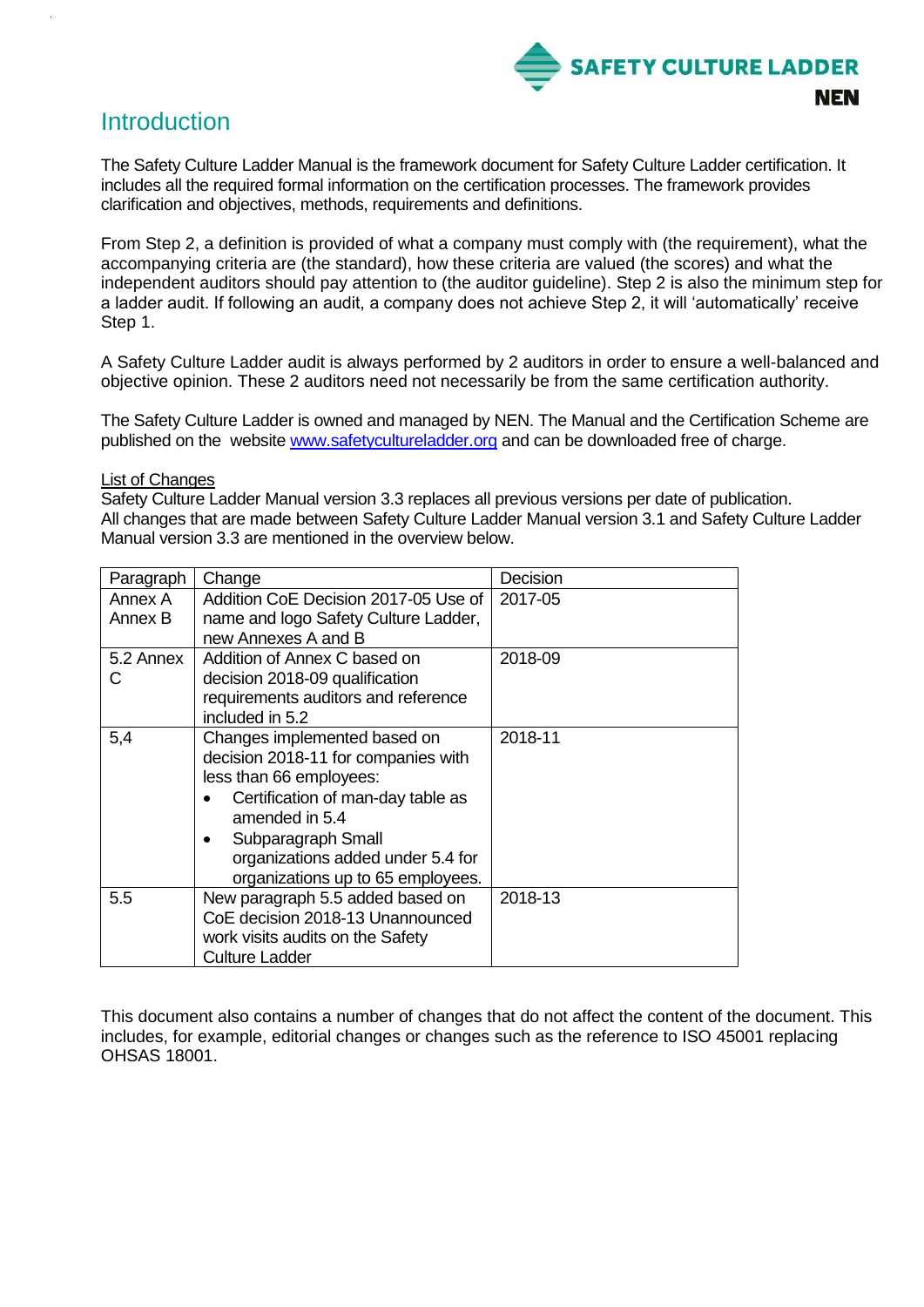# Introduction

The Safety Culture Ladder Manual is the framework document for Safety Culture Ladder certification. It includes all the required formal information on the certification processes. The framework provides clarification and objectives, methods, requirements and definitions.

From Step 2, a definition is provided of what a company must comply with (the requirement), what the accompanying criteria are (the standard), how these criteria are valued (the scores) and what the independent auditors should pay attention to (the auditor guideline). Step 2 is also the minimum step for a ladder audit. If following an audit, a company does not achieve Step 2, it will 'automatically' receive Step 1.

A Safety Culture Ladder audit is always performed by 2 auditors in order to ensure a well-balanced and objective opinion. These 2 auditors need not necessarily be from the same certification authority.

The Safety Culture Ladder is owned and managed by NEN. The Manual and the Certification Scheme are published on the website www.safetycultureladder.org and can be downloaded free of charge.

List of Changes

Safety Culture Ladder Manual version 3.3 replaces all previous versions per date of publication.
All changes that are made between Safety Culture Ladder Manual version 3.1 and Safety Culture Ladder Manual version 3.3 are mentioned in the overview below.

| Paragraph | Change | Decision |
|---|---|---|
| Annex A Annex B | Addition CoE Decision 2017-05 Use of name and logo Safety Culture Ladder, new Annexes A and B | 2017-05 |
| 5.2 Annex C | Addition of Annex C based on decision 2018-09 qualification requirements auditors and reference included in 5.2 | 2018-09 |
| 5,4 | Changes implemented based on decision 2018-11 for companies with less than 66 employees:<br>• Certification of man-day table as amended in 5.4<br>• Subparagraph Small organizations added under 5.4 for organizations up to 65 employees. | 2018-11 |
| 5.5 | New paragraph 5.5 added based on CoE decision 2018-13 Unannounced work visits audits on the Safety Culture Ladder | 2018-13 |

This document also contains a number of changes that do not affect the content of the document. This includes, for example, editorial changes or changes such as the reference to ISO 45001 replacing OHSAS 18001.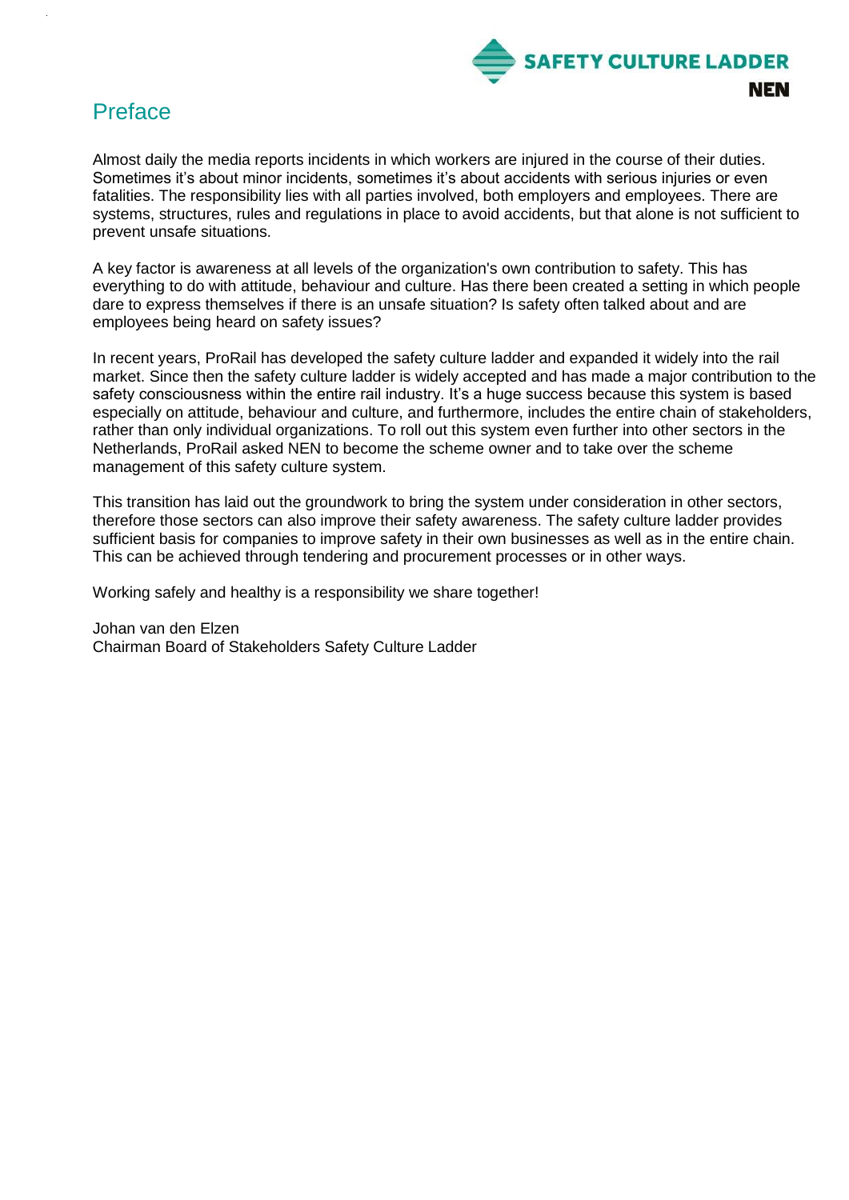# Preface

Almost daily the media reports incidents in which workers are injured in the course of their duties. Sometimes it's about minor incidents, sometimes it's about accidents with serious injuries or even fatalities. The responsibility lies with all parties involved, both employers and employees. There are systems, structures, rules and regulations in place to avoid accidents, but that alone is not sufficient to prevent unsafe situations.

A key factor is awareness at all levels of the organization's own contribution to safety. This has everything to do with attitude, behaviour and culture. Has there been created a setting in which people dare to express themselves if there is an unsafe situation? Is safety often talked about and are employees being heard on safety issues?

In recent years, ProRail has developed the safety culture ladder and expanded it widely into the rail market. Since then the safety culture ladder is widely accepted and has made a major contribution to the safety consciousness within the entire rail industry. It's a huge success because this system is based especially on attitude, behaviour and culture, and furthermore, includes the entire chain of stakeholders, rather than only individual organizations. To roll out this system even further into other sectors in the Netherlands, ProRail asked NEN to become the scheme owner and to take over the scheme management of this safety culture system.

This transition has laid out the groundwork to bring the system under consideration in other sectors, therefore those sectors can also improve their safety awareness. The safety culture ladder provides sufficient basis for companies to improve safety in their own businesses as well as in the entire chain. This can be achieved through tendering and procurement processes or in other ways.

Working safely and healthy is a responsibility we share together!

Johan van den Elzen
Chairman Board of Stakeholders Safety Culture Ladder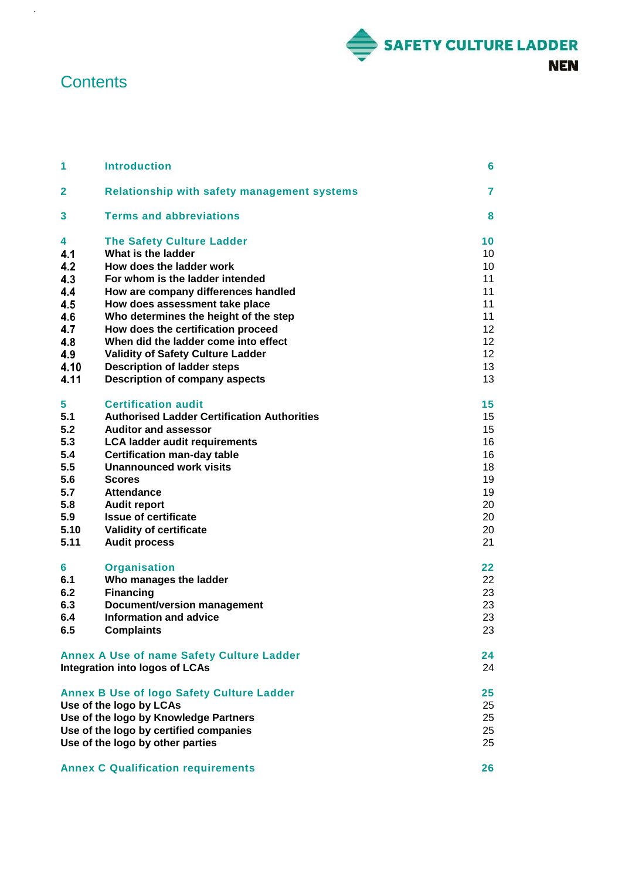# Contents

| | | |
|---|---|---|
| **1** | **Introduction** | **6** |
| **2** | **Relationship with safety management systems** | **7** |
| **3** | **Terms and abbreviations** | **8** |
| **4** | **The Safety Culture Ladder** | **10** |
| 4.1 | What is the ladder | 10 |
| 4.2 | How does the ladder work | 10 |
| 4.3 | For whom is the ladder intended | 11 |
| 4.4 | How are company differences handled | 11 |
| 4.5 | How does assessment take place | 11 |
| 4.6 | Who determines the height of the step | 11 |
| 4.7 | How does the certification proceed | 12 |
| 4.8 | When did the ladder come into effect | 12 |
| 4.9 | Validity of Safety Culture Ladder | 12 |
| 4.10 | Description of ladder steps | 13 |
| 4.11 | Description of company aspects | 13 |
| **5** | **Certification audit** | **15** |
| 5.1 | Authorised Ladder Certification Authorities | 15 |
| 5.2 | Auditor and assessor | 15 |
| 5.3 | LCA ladder audit requirements | 16 |
| 5.4 | Certification man-day table | 16 |
| 5.5 | Unannounced work visits | 18 |
| 5.6 | Scores | 19 |
| 5.7 | Attendance | 19 |
| 5.8 | Audit report | 20 |
| 5.9 | Issue of certificate | 20 |
| 5.10 | Validity of certificate | 20 |
| 5.11 | Audit process | 21 |
| **6** | **Organisation** | **22** |
| 6.1 | Who manages the ladder | 22 |
| 6.2 | Financing | 23 |
| 6.3 | Document/version management | 23 |
| 6.4 | Information and advice | 23 |
| 6.5 | Complaints | 23 |
| **Annex A Use of name Safety Culture Ladder** | | **24** |
| Integration into logos of LCAs | | 24 |
| **Annex B Use of logo Safety Culture Ladder** | | **25** |
| Use of the logo by LCAs | | 25 |
| Use of the logo by Knowledge Partners | | 25 |
| Use of the logo by certified companies | | 25 |
| Use of the logo by other parties | | 25 |
| **Annex C Qualification requirements** | | **26** |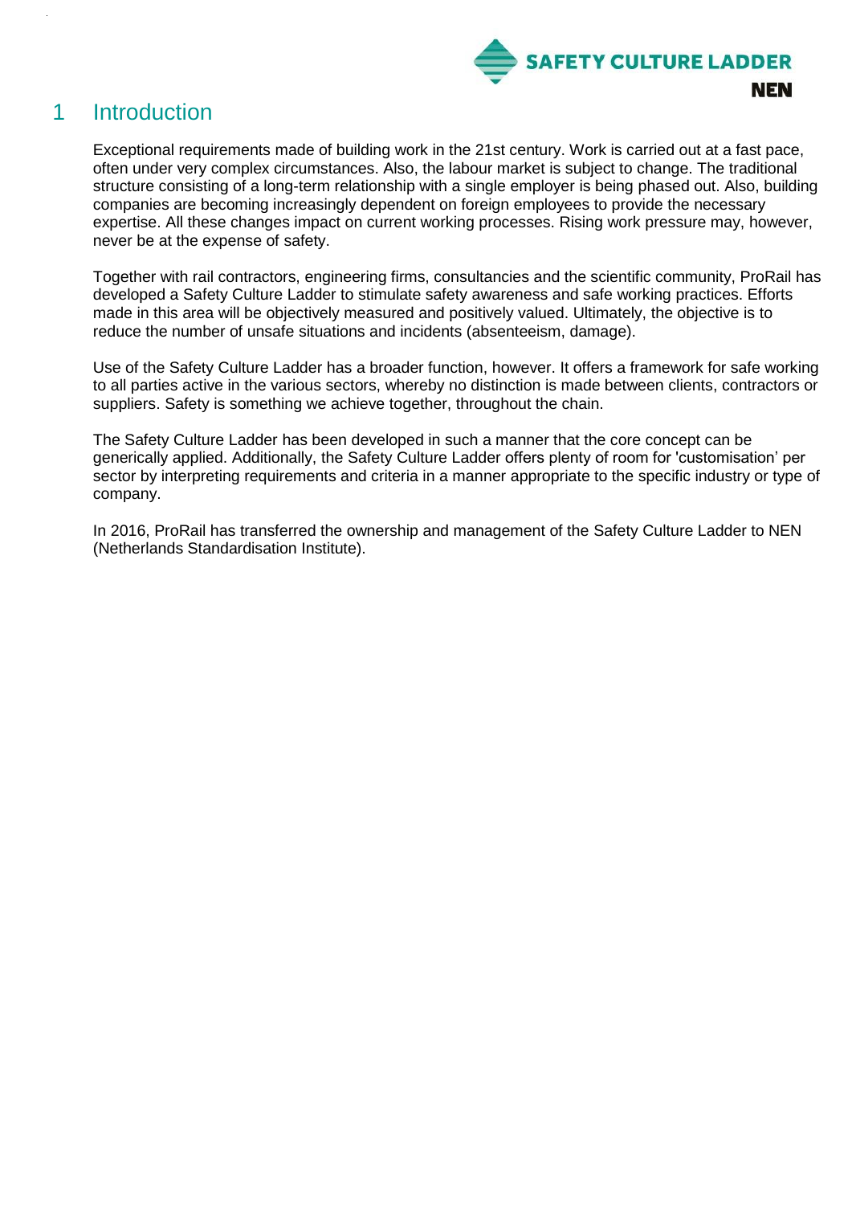# 1 Introduction

Exceptional requirements made of building work in the 21st century. Work is carried out at a fast pace, often under very complex circumstances. Also, the labour market is subject to change. The traditional structure consisting of a long-term relationship with a single employer is being phased out. Also, building companies are becoming increasingly dependent on foreign employees to provide the necessary expertise. All these changes impact on current working processes. Rising work pressure may, however, never be at the expense of safety.

Together with rail contractors, engineering firms, consultancies and the scientific community, ProRail has developed a Safety Culture Ladder to stimulate safety awareness and safe working practices. Efforts made in this area will be objectively measured and positively valued. Ultimately, the objective is to reduce the number of unsafe situations and incidents (absenteeism, damage).

Use of the Safety Culture Ladder has a broader function, however. It offers a framework for safe working to all parties active in the various sectors, whereby no distinction is made between clients, contractors or suppliers. Safety is something we achieve together, throughout the chain.

The Safety Culture Ladder has been developed in such a manner that the core concept can be generically applied. Additionally, the Safety Culture Ladder offers plenty of room for 'customisation' per sector by interpreting requirements and criteria in a manner appropriate to the specific industry or type of company.

In 2016, ProRail has transferred the ownership and management of the Safety Culture Ladder to NEN (Netherlands Standardisation Institute).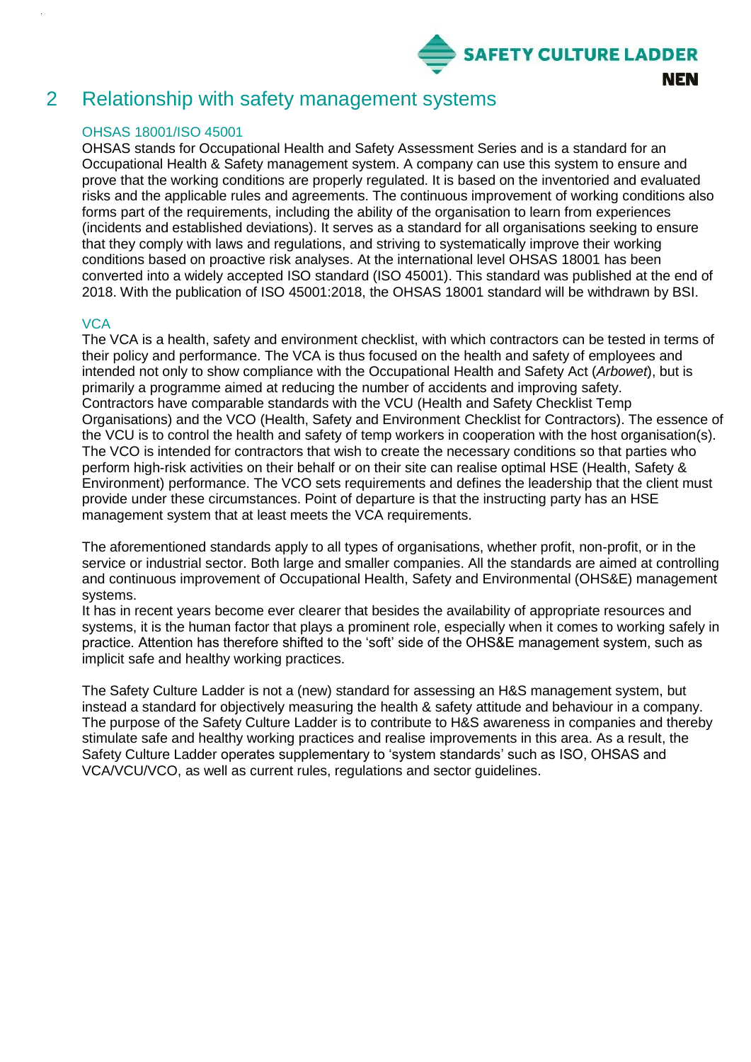# 2 Relationship with safety management systems

### OHSAS 18001/ISO 45001

OHSAS stands for Occupational Health and Safety Assessment Series and is a standard for an Occupational Health & Safety management system. A company can use this system to ensure and prove that the working conditions are properly regulated. It is based on the inventoried and evaluated risks and the applicable rules and agreements. The continuous improvement of working conditions also forms part of the requirements, including the ability of the organisation to learn from experiences (incidents and established deviations). It serves as a standard for all organisations seeking to ensure that they comply with laws and regulations, and striving to systematically improve their working conditions based on proactive risk analyses. At the international level OHSAS 18001 has been converted into a widely accepted ISO standard (ISO 45001). This standard was published at the end of 2018. With the publication of ISO 45001:2018, the OHSAS 18001 standard will be withdrawn by BSI.

### VCA

The VCA is a health, safety and environment checklist, with which contractors can be tested in terms of their policy and performance. The VCA is thus focused on the health and safety of employees and intended not only to show compliance with the Occupational Health and Safety Act (*Arbowet*), but is primarily a programme aimed at reducing the number of accidents and improving safety.
Contractors have comparable standards with the VCU (Health and Safety Checklist Temp Organisations) and the VCO (Health, Safety and Environment Checklist for Contractors). The essence of the VCU is to control the health and safety of temp workers in cooperation with the host organisation(s). The VCO is intended for contractors that wish to create the necessary conditions so that parties who perform high-risk activities on their behalf or on their site can realise optimal HSE (Health, Safety & Environment) performance. The VCO sets requirements and defines the leadership that the client must provide under these circumstances. Point of departure is that the instructing party has an HSE management system that at least meets the VCA requirements.

The aforementioned standards apply to all types of organisations, whether profit, non-profit, or in the service or industrial sector. Both large and smaller companies. All the standards are aimed at controlling and continuous improvement of Occupational Health, Safety and Environmental (OHS&E) management systems.
It has in recent years become ever clearer that besides the availability of appropriate resources and systems, it is the human factor that plays a prominent role, especially when it comes to working safely in practice. Attention has therefore shifted to the 'soft' side of the OHS&E management system, such as implicit safe and healthy working practices.

The Safety Culture Ladder is not a (new) standard for assessing an H&S management system, but instead a standard for objectively measuring the health & safety attitude and behaviour in a company. The purpose of the Safety Culture Ladder is to contribute to H&S awareness in companies and thereby stimulate safe and healthy working practices and realise improvements in this area. As a result, the Safety Culture Ladder operates supplementary to 'system standards' such as ISO, OHSAS and VCA/VCU/VCO, as well as current rules, regulations and sector guidelines.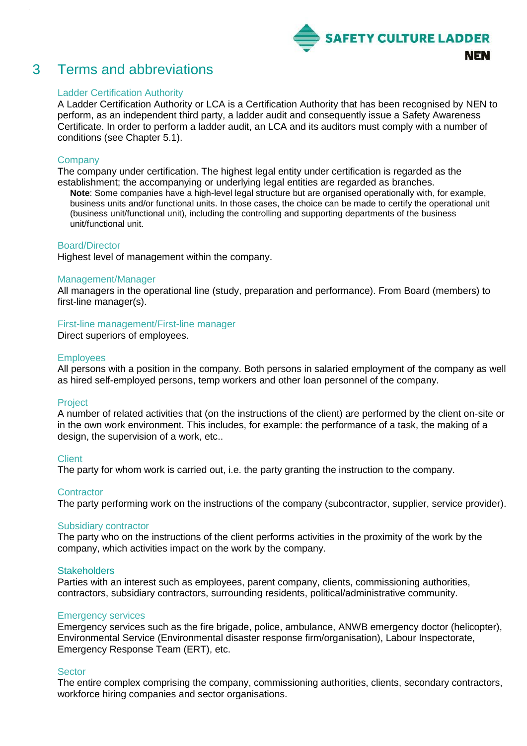# 3 Terms and abbreviations

### Ladder Certification Authority

A Ladder Certification Authority or LCA is a Certification Authority that has been recognised by NEN to perform, as an independent third party, a ladder audit and consequently issue a Safety Awareness Certificate. In order to perform a ladder audit, an LCA and its auditors must comply with a number of conditions (see Chapter 5.1).

### Company

The company under certification. The highest legal entity under certification is regarded as the establishment; the accompanying or underlying legal entities are regarded as branches.

> **Note**: Some companies have a high-level legal structure but are organised operationally with, for example, business units and/or functional units. In those cases, the choice can be made to certify the operational unit (business unit/functional unit), including the controlling and supporting departments of the business unit/functional unit.

### Board/Director

Highest level of management within the company.

### Management/Manager

All managers in the operational line (study, preparation and performance). From Board (members) to first-line manager(s).

### First-line management/First-line manager

Direct superiors of employees.

### Employees

All persons with a position in the company. Both persons in salaried employment of the company as well as hired self-employed persons, temp workers and other loan personnel of the company.

### Project

A number of related activities that (on the instructions of the client) are performed by the client on-site or in the own work environment. This includes, for example: the performance of a task, the making of a design, the supervision of a work, etc..

### Client

The party for whom work is carried out, i.e. the party granting the instruction to the company.

### Contractor

The party performing work on the instructions of the company (subcontractor, supplier, service provider).

### Subsidiary contractor

The party who on the instructions of the client performs activities in the proximity of the work by the company, which activities impact on the work by the company.

### Stakeholders

Parties with an interest such as employees, parent company, clients, commissioning authorities, contractors, subsidiary contractors, surrounding residents, political/administrative community.

### Emergency services

Emergency services such as the fire brigade, police, ambulance, ANWB emergency doctor (helicopter), Environmental Service (Environmental disaster response firm/organisation), Labour Inspectorate, Emergency Response Team (ERT), etc.

### Sector

The entire complex comprising the company, commissioning authorities, clients, secondary contractors, workforce hiring companies and sector organisations.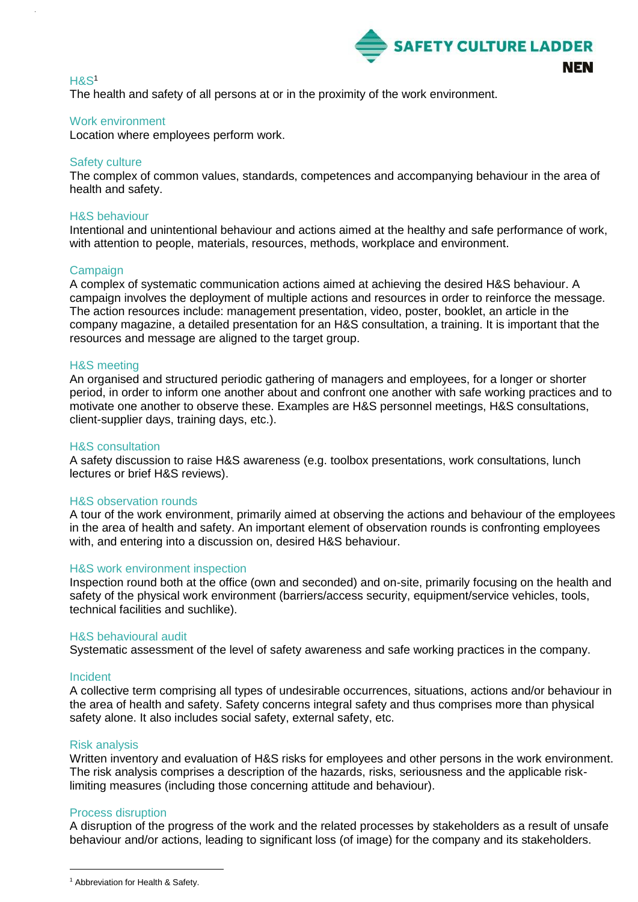H&S[1]

The health and safety of all persons at or in the proximity of the work environment.

### Work environment

Location where employees perform work.

### Safety culture

The complex of common values, standards, competences and accompanying behaviour in the area of health and safety.

### H&S behaviour

Intentional and unintentional behaviour and actions aimed at the healthy and safe performance of work, with attention to people, materials, resources, methods, workplace and environment.

### Campaign

A complex of systematic communication actions aimed at achieving the desired H&S behaviour. A campaign involves the deployment of multiple actions and resources in order to reinforce the message. The action resources include: management presentation, video, poster, booklet, an article in the company magazine, a detailed presentation for an H&S consultation, a training. It is important that the resources and message are aligned to the target group.

### H&S meeting

An organised and structured periodic gathering of managers and employees, for a longer or shorter period, in order to inform one another about and confront one another with safe working practices and to motivate one another to observe these. Examples are H&S personnel meetings, H&S consultations, client-supplier days, training days, etc.).

### H&S consultation

A safety discussion to raise H&S awareness (e.g. toolbox presentations, work consultations, lunch lectures or brief H&S reviews).

### H&S observation rounds

A tour of the work environment, primarily aimed at observing the actions and behaviour of the employees in the area of health and safety. An important element of observation rounds is confronting employees with, and entering into a discussion on, desired H&S behaviour.

### H&S work environment inspection

Inspection round both at the office (own and seconded) and on-site, primarily focusing on the health and safety of the physical work environment (barriers/access security, equipment/service vehicles, tools, technical facilities and suchlike).

### H&S behavioural audit

Systematic assessment of the level of safety awareness and safe working practices in the company.

### Incident

A collective term comprising all types of undesirable occurrences, situations, actions and/or behaviour in the area of health and safety. Safety concerns integral safety and thus comprises more than physical safety alone. It also includes social safety, external safety, etc.

### Risk analysis

Written inventory and evaluation of H&S risks for employees and other persons in the work environment. The risk analysis comprises a description of the hazards, risks, seriousness and the applicable risk-limiting measures (including those concerning attitude and behaviour).

### Process disruption

A disruption of the progress of the work and the related processes by stakeholders as a result of unsafe behaviour and/or actions, leading to significant loss (of image) for the company and its stakeholders.

---

[1] Abbreviation for Health & Safety.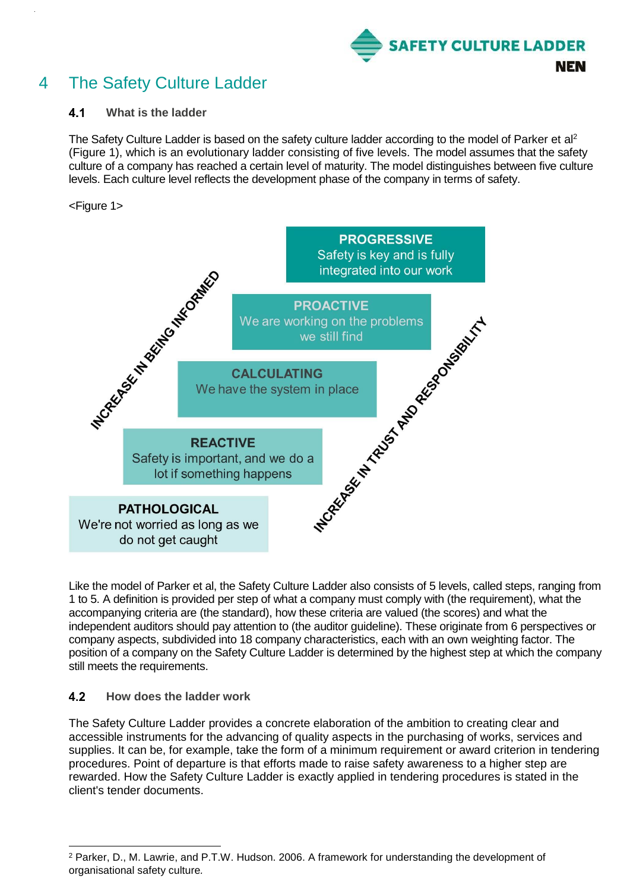# 4 The Safety Culture Ladder

## 4.1 What is the ladder

The Safety Culture Ladder is based on the safety culture ladder according to the model of Parker et al[2] (Figure 1), which is an evolutionary ladder consisting of five levels. The model assumes that the safety culture of a company has reached a certain level of maturity. The model distinguishes between five culture levels. Each culture level reflects the development phase of the company in terms of safety.

<Figure 1>

**PROGRESSIVE**
Safety is key and is fully integrated into our work

**PROACTIVE**
We are working on the problems we still find

**CALCULATING**
We have the system in place

**REACTIVE**
Safety is important, and we do a lot if something happens

**PATHOLOGICAL**
We're not worried as long as we do not get caught

INCREASE IN BEING INFORMED

INCREASE IN TRUST AND RESPONSIBILITY

Like the model of Parker et al, the Safety Culture Ladder also consists of 5 levels, called steps, ranging from 1 to 5. A definition is provided per step of what a company must comply with (the requirement), what the accompanying criteria are (the standard), how these criteria are valued (the scores) and what the independent auditors should pay attention to (the auditor guideline). These originate from 6 perspectives or company aspects, subdivided into 18 company characteristics, each with an own weighting factor. The position of a company on the Safety Culture Ladder is determined by the highest step at which the company still meets the requirements.

## 4.2 How does the ladder work

The Safety Culture Ladder provides a concrete elaboration of the ambition to creating clear and accessible instruments for the advancing of quality aspects in the purchasing of works, services and supplies. It can be, for example, take the form of a minimum requirement or award criterion in tendering procedures. Point of departure is that efforts made to raise safety awareness to a higher step are rewarded. How the Safety Culture Ladder is exactly applied in tendering procedures is stated in the client's tender documents.

---

[2] Parker, D., M. Lawrie, and P.T.W. Hudson. 2006. A framework for understanding the development of organisational safety culture.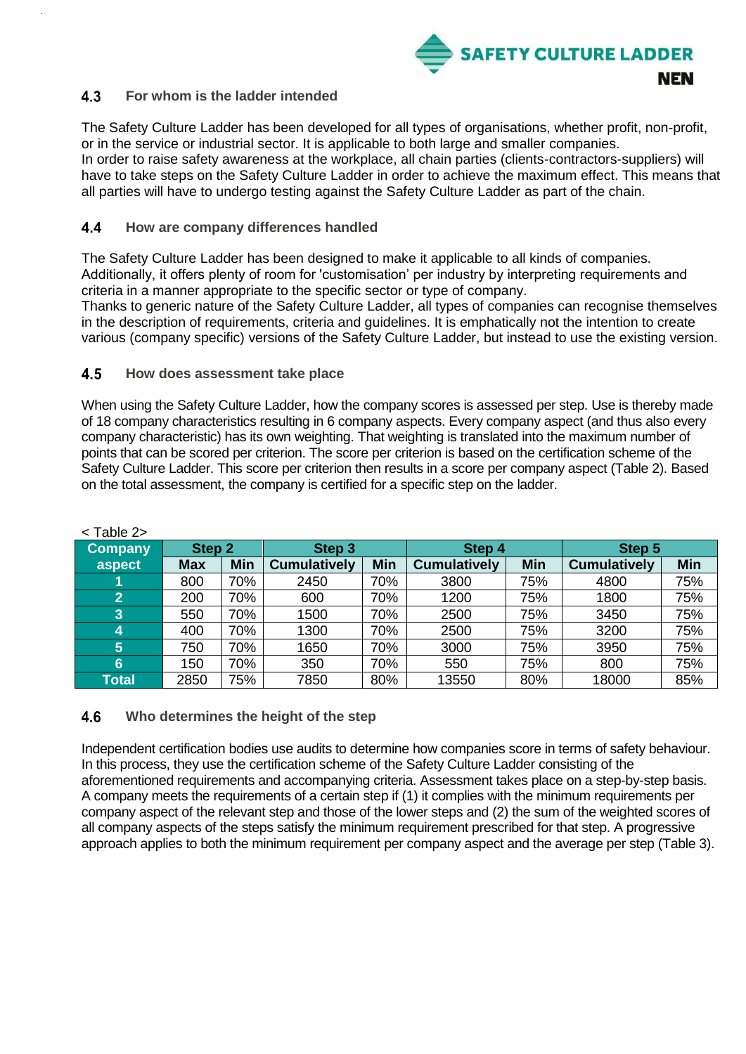## 4.3 For whom is the ladder intended

The Safety Culture Ladder has been developed for all types of organisations, whether profit, non-profit, or in the service or industrial sector. It is applicable to both large and smaller companies.
In order to raise safety awareness at the workplace, all chain parties (clients-contractors-suppliers) will have to take steps on the Safety Culture Ladder in order to achieve the maximum effect. This means that all parties will have to undergo testing against the Safety Culture Ladder as part of the chain.

## 4.4 How are company differences handled

The Safety Culture Ladder has been designed to make it applicable to all kinds of companies. Additionally, it offers plenty of room for 'customisation' per industry by interpreting requirements and criteria in a manner appropriate to the specific sector or type of company.
Thanks to generic nature of the Safety Culture Ladder, all types of companies can recognise themselves in the description of requirements, criteria and guidelines. It is emphatically not the intention to create various (company specific) versions of the Safety Culture Ladder, but instead to use the existing version.

## 4.5 How does assessment take place

When using the Safety Culture Ladder, how the company scores is assessed per step. Use is thereby made of 18 company characteristics resulting in 6 company aspects. Every company aspect (and thus also every company characteristic) has its own weighting. That weighting is translated into the maximum number of points that can be scored per criterion. The score per criterion is based on the certification scheme of the Safety Culture Ladder. This score per criterion then results in a score per company aspect (Table 2). Based on the total assessment, the company is certified for a specific step on the ladder.

< Table 2>

| Company aspect | Step 2 | | Step 3 | | Step 4 | | Step 5 | |
|---|---|---|---|---|---|---|---|---|
| | Max | Min | Cumulatively | Min | Cumulatively | Min | Cumulatively | Min |
| 1 | 800 | 70% | 2450 | 70% | 3800 | 75% | 4800 | 75% |
| 2 | 200 | 70% | 600 | 70% | 1200 | 75% | 1800 | 75% |
| 3 | 550 | 70% | 1500 | 70% | 2500 | 75% | 3450 | 75% |
| 4 | 400 | 70% | 1300 | 70% | 2500 | 75% | 3200 | 75% |
| 5 | 750 | 70% | 1650 | 70% | 3000 | 75% | 3950 | 75% |
| 6 | 150 | 70% | 350 | 70% | 550 | 75% | 800 | 75% |
| Total | 2850 | 75% | 7850 | 80% | 13550 | 80% | 18000 | 85% |

## 4.6 Who determines the height of the step

Independent certification bodies use audits to determine how companies score in terms of safety behaviour. In this process, they use the certification scheme of the Safety Culture Ladder consisting of the aforementioned requirements and accompanying criteria. Assessment takes place on a step-by-step basis. A company meets the requirements of a certain step if (1) it complies with the minimum requirements per company aspect of the relevant step and those of the lower steps and (2) the sum of the weighted scores of all company aspects of the steps satisfy the minimum requirement prescribed for that step. A progressive approach applies to both the minimum requirement per company aspect and the average per step (Table 3).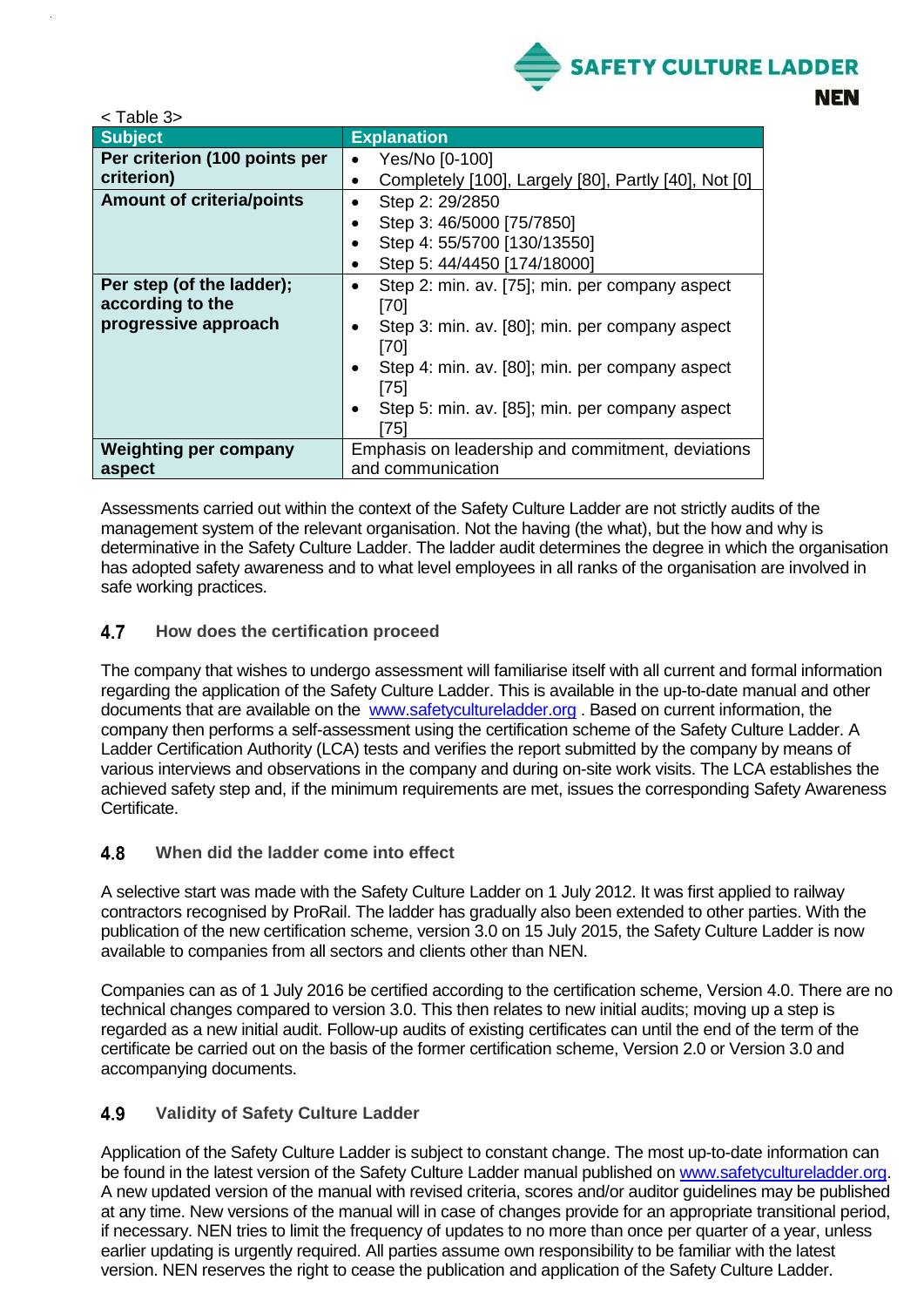< Table 3>

| Subject | Explanation |
|---|---|
| **Per criterion (100 points per criterion)** | • Yes/No [0-100]<br>• Completely [100], Largely [80], Partly [40], Not [0] |
| **Amount of criteria/points** | • Step 2: 29/2850<br>• Step 3: 46/5000 [75/7850]<br>• Step 4: 55/5700 [130/13550]<br>• Step 5: 44/4450 [174/18000] |
| **Per step (of the ladder); according to the progressive approach** | • Step 2: min. av. [75]; min. per company aspect [70]<br>• Step 3: min. av. [80]; min. per company aspect [70]<br>• Step 4: min. av. [80]; min. per company aspect [75]<br>• Step 5: min. av. [85]; min. per company aspect [75] |
| **Weighting per company aspect** | Emphasis on leadership and commitment, deviations and communication |

Assessments carried out within the context of the Safety Culture Ladder are not strictly audits of the management system of the relevant organisation. Not the having (the what), but the how and why is determinative in the Safety Culture Ladder. The ladder audit determines the degree in which the organisation has adopted safety awareness and to what level employees in all ranks of the organisation are involved in safe working practices.

### 4.7 How does the certification proceed

The company that wishes to undergo assessment will familiarise itself with all current and formal information regarding the application of the Safety Culture Ladder. This is available in the up-to-date manual and other documents that are available on the www.safetycultureladder.org . Based on current information, the company then performs a self-assessment using the certification scheme of the Safety Culture Ladder. A Ladder Certification Authority (LCA) tests and verifies the report submitted by the company by means of various interviews and observations in the company and during on-site work visits. The LCA establishes the achieved safety step and, if the minimum requirements are met, issues the corresponding Safety Awareness Certificate.

### 4.8 When did the ladder come into effect

A selective start was made with the Safety Culture Ladder on 1 July 2012. It was first applied to railway contractors recognised by ProRail. The ladder has gradually also been extended to other parties. With the publication of the new certification scheme, version 3.0 on 15 July 2015, the Safety Culture Ladder is now available to companies from all sectors and clients other than NEN.

Companies can as of 1 July 2016 be certified according to the certification scheme, Version 4.0. There are no technical changes compared to version 3.0. This then relates to new initial audits; moving up a step is regarded as a new initial audit. Follow-up audits of existing certificates can until the end of the term of the certificate be carried out on the basis of the former certification scheme, Version 2.0 or Version 3.0 and accompanying documents.

### 4.9 Validity of Safety Culture Ladder

Application of the Safety Culture Ladder is subject to constant change. The most up-to-date information can be found in the latest version of the Safety Culture Ladder manual published on www.safetycultureladder.org. A new updated version of the manual with revised criteria, scores and/or auditor guidelines may be published at any time. New versions of the manual will in case of changes provide for an appropriate transitional period, if necessary. NEN tries to limit the frequency of updates to no more than once per quarter of a year, unless earlier updating is urgently required. All parties assume own responsibility to be familiar with the latest version. NEN reserves the right to cease the publication and application of the Safety Culture Ladder.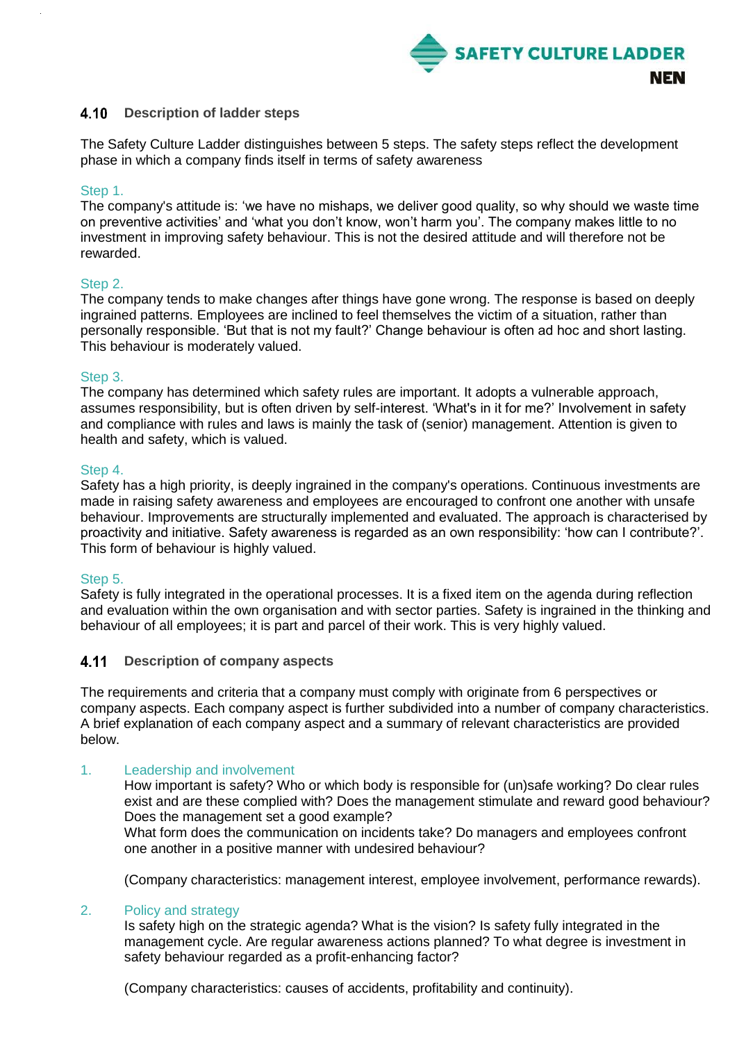## 4.10 Description of ladder steps

The Safety Culture Ladder distinguishes between 5 steps. The safety steps reflect the development phase in which a company finds itself in terms of safety awareness

### Step 1.

The company's attitude is: 'we have no mishaps, we deliver good quality, so why should we waste time on preventive activities' and 'what you don't know, won't harm you'. The company makes little to no investment in improving safety behaviour. This is not the desired attitude and will therefore not be rewarded.

### Step 2.

The company tends to make changes after things have gone wrong. The response is based on deeply ingrained patterns. Employees are inclined to feel themselves the victim of a situation, rather than personally responsible. 'But that is not my fault?' Change behaviour is often ad hoc and short lasting. This behaviour is moderately valued.

### Step 3.

The company has determined which safety rules are important. It adopts a vulnerable approach, assumes responsibility, but is often driven by self-interest. 'What's in it for me?' Involvement in safety and compliance with rules and laws is mainly the task of (senior) management. Attention is given to health and safety, which is valued.

### Step 4.

Safety has a high priority, is deeply ingrained in the company's operations. Continuous investments are made in raising safety awareness and employees are encouraged to confront one another with unsafe behaviour. Improvements are structurally implemented and evaluated. The approach is characterised by proactivity and initiative. Safety awareness is regarded as an own responsibility: 'how can I contribute?'. This form of behaviour is highly valued.

### Step 5.

Safety is fully integrated in the operational processes. It is a fixed item on the agenda during reflection and evaluation within the own organisation and with sector parties. Safety is ingrained in the thinking and behaviour of all employees; it is part and parcel of their work. This is very highly valued.

## 4.11 Description of company aspects

The requirements and criteria that a company must comply with originate from 6 perspectives or company aspects. Each company aspect is further subdivided into a number of company characteristics. A brief explanation of each company aspect and a summary of relevant characteristics are provided below.

1. **Leadership and involvement**

   How important is safety? Who or which body is responsible for (un)safe working? Do clear rules exist and are these complied with? Does the management stimulate and reward good behaviour? Does the management set a good example?
   What form does the communication on incidents take? Do managers and employees confront one another in a positive manner with undesired behaviour?

   (Company characteristics: management interest, employee involvement, performance rewards).

2. **Policy and strategy**

   Is safety high on the strategic agenda? What is the vision? Is safety fully integrated in the management cycle. Are regular awareness actions planned? To what degree is investment in safety behaviour regarded as a profit-enhancing factor?

   (Company characteristics: causes of accidents, profitability and continuity).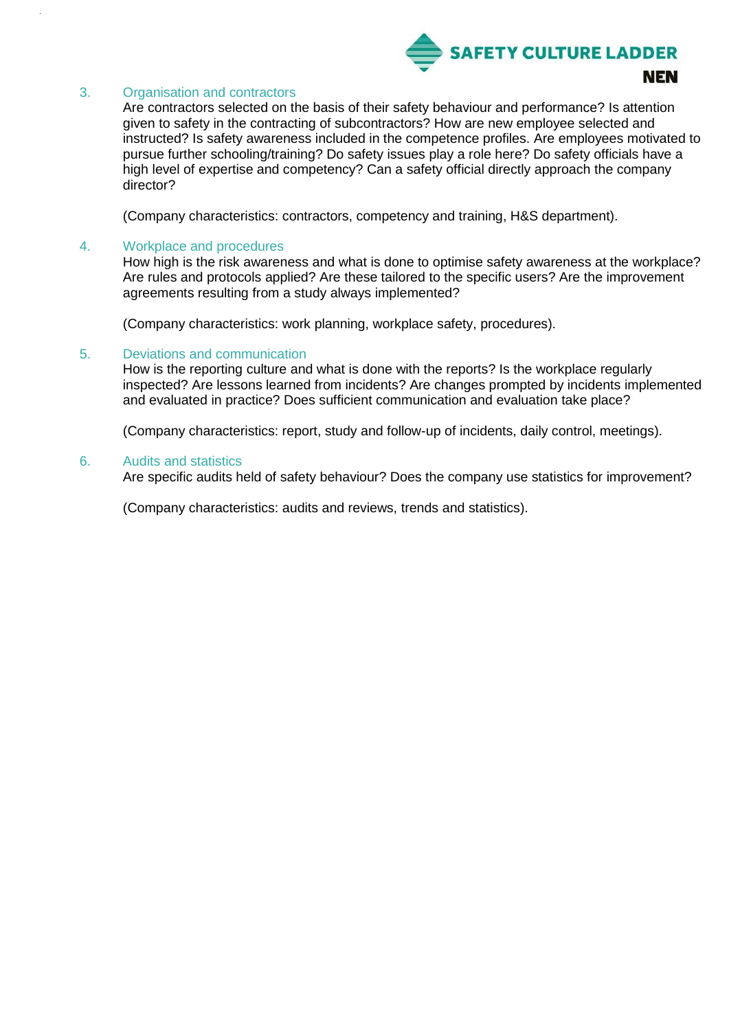### 3. Organisation and contractors

Are contractors selected on the basis of their safety behaviour and performance? Is attention given to safety in the contracting of subcontractors? How are new employee selected and instructed? Is safety awareness included in the competence profiles. Are employees motivated to pursue further schooling/training? Do safety issues play a role here? Do safety officials have a high level of expertise and competency? Can a safety official directly approach the company director?

(Company characteristics: contractors, competency and training, H&S department).

### 4. Workplace and procedures

How high is the risk awareness and what is done to optimise safety awareness at the workplace? Are rules and protocols applied? Are these tailored to the specific users? Are the improvement agreements resulting from a study always implemented?

(Company characteristics: work planning, workplace safety, procedures).

### 5. Deviations and communication

How is the reporting culture and what is done with the reports? Is the workplace regularly inspected? Are lessons learned from incidents? Are changes prompted by incidents implemented and evaluated in practice? Does sufficient communication and evaluation take place?

(Company characteristics: report, study and follow-up of incidents, daily control, meetings).

### 6. Audits and statistics

Are specific audits held of safety behaviour? Does the company use statistics for improvement?

(Company characteristics: audits and reviews, trends and statistics).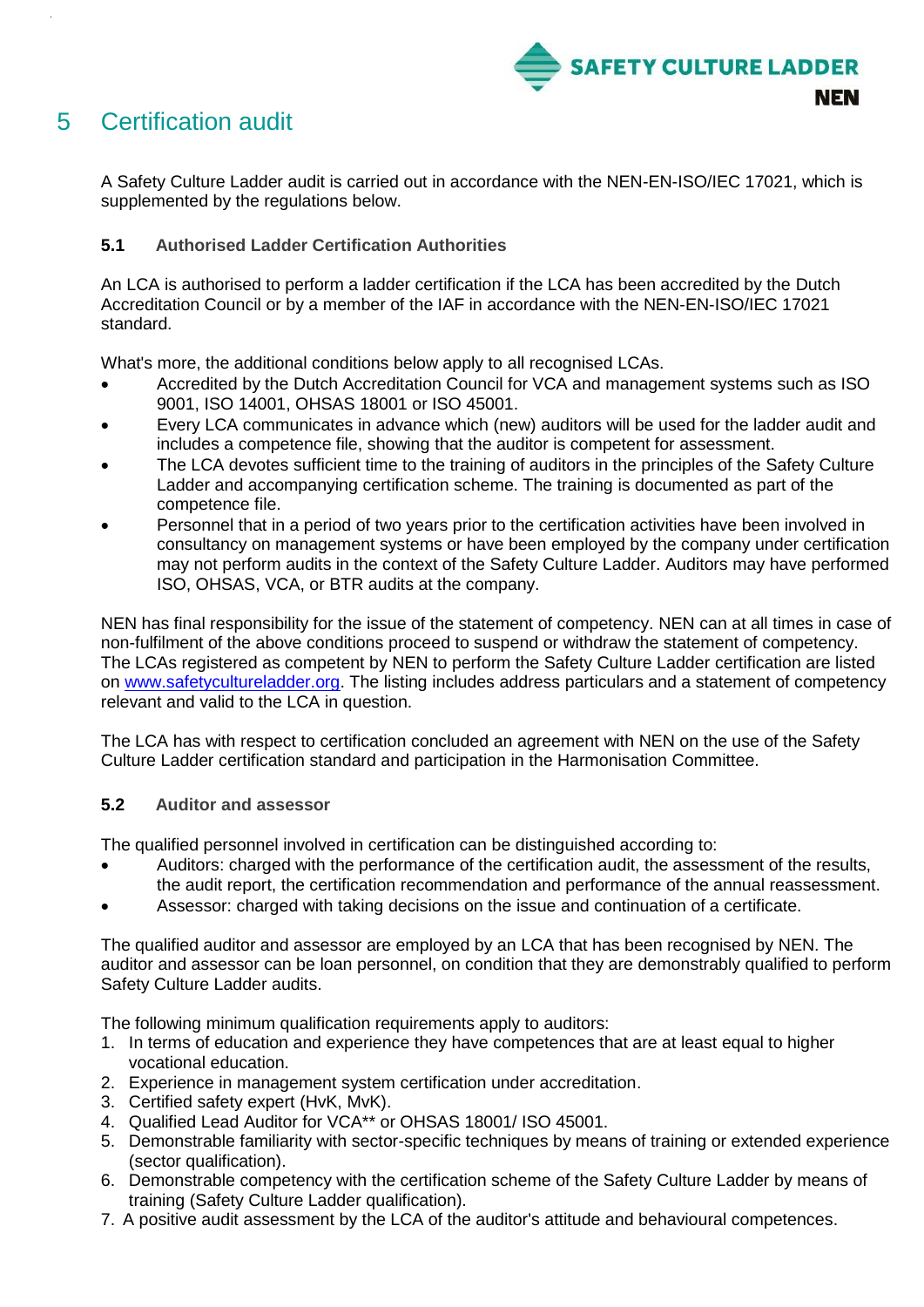# 5 Certification audit

A Safety Culture Ladder audit is carried out in accordance with the NEN-EN-ISO/IEC 17021, which is supplemented by the regulations below.

### 5.1 Authorised Ladder Certification Authorities

An LCA is authorised to perform a ladder certification if the LCA has been accredited by the Dutch Accreditation Council or by a member of the IAF in accordance with the NEN-EN-ISO/IEC 17021 standard.

What's more, the additional conditions below apply to all recognised LCAs.

- Accredited by the Dutch Accreditation Council for VCA and management systems such as ISO 9001, ISO 14001, OHSAS 18001 or ISO 45001.
- Every LCA communicates in advance which (new) auditors will be used for the ladder audit and includes a competence file, showing that the auditor is competent for assessment.
- The LCA devotes sufficient time to the training of auditors in the principles of the Safety Culture Ladder and accompanying certification scheme. The training is documented as part of the competence file.
- Personnel that in a period of two years prior to the certification activities have been involved in consultancy on management systems or have been employed by the company under certification may not perform audits in the context of the Safety Culture Ladder. Auditors may have performed ISO, OHSAS, VCA, or BTR audits at the company.

NEN has final responsibility for the issue of the statement of competency. NEN can at all times in case of non-fulfilment of the above conditions proceed to suspend or withdraw the statement of competency. The LCAs registered as competent by NEN to perform the Safety Culture Ladder certification are listed on www.safetycultureladder.org. The listing includes address particulars and a statement of competency relevant and valid to the LCA in question.

The LCA has with respect to certification concluded an agreement with NEN on the use of the Safety Culture Ladder certification standard and participation in the Harmonisation Committee.

### 5.2 Auditor and assessor

The qualified personnel involved in certification can be distinguished according to:

- Auditors: charged with the performance of the certification audit, the assessment of the results, the audit report, the certification recommendation and performance of the annual reassessment.
- Assessor: charged with taking decisions on the issue and continuation of a certificate.

The qualified auditor and assessor are employed by an LCA that has been recognised by NEN. The auditor and assessor can be loan personnel, on condition that they are demonstrably qualified to perform Safety Culture Ladder audits.

The following minimum qualification requirements apply to auditors:

1. In terms of education and experience they have competences that are at least equal to higher vocational education.
2. Experience in management system certification under accreditation.
3. Certified safety expert (HvK, MvK).
4. Qualified Lead Auditor for VCA** or OHSAS 18001/ ISO 45001.
5. Demonstrable familiarity with sector-specific techniques by means of training or extended experience (sector qualification).
6. Demonstrable competency with the certification scheme of the Safety Culture Ladder by means of training (Safety Culture Ladder qualification).
7. A positive audit assessment by the LCA of the auditor's attitude and behavioural competences.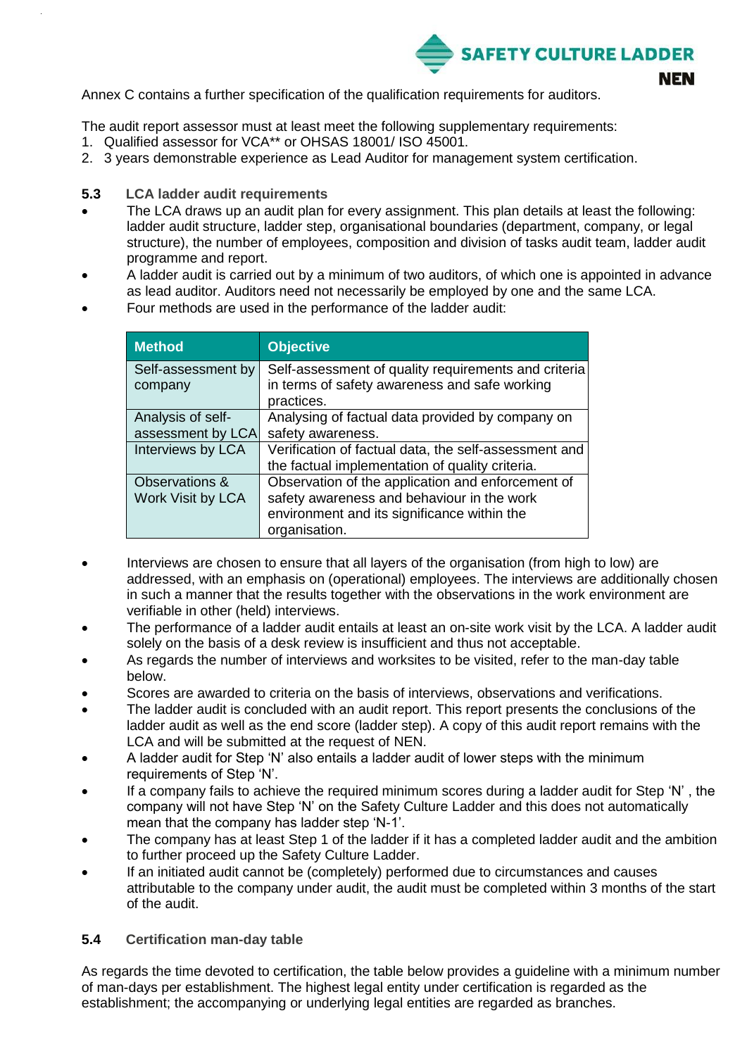Annex C contains a further specification of the qualification requirements for auditors.

The audit report assessor must at least meet the following supplementary requirements:
1. Qualified assessor for VCA** or OHSAS 18001/ ISO 45001.
2. 3 years demonstrable experience as Lead Auditor for management system certification.

### 5.3 LCA ladder audit requirements

- The LCA draws up an audit plan for every assignment. This plan details at least the following: ladder audit structure, ladder step, organisational boundaries (department, company, or legal structure), the number of employees, composition and division of tasks audit team, ladder audit programme and report.
- A ladder audit is carried out by a minimum of two auditors, of which one is appointed in advance as lead auditor. Auditors need not necessarily be employed by one and the same LCA.
- Four methods are used in the performance of the ladder audit:

| Method | Objective |
|---|---|
| Self-assessment by company | Self-assessment of quality requirements and criteria in terms of safety awareness and safe working practices. |
| Analysis of self-assessment by LCA | Analysing of factual data provided by company on safety awareness. |
| Interviews by LCA | Verification of factual data, the self-assessment and the factual implementation of quality criteria. |
| Observations & Work Visit by LCA | Observation of the application and enforcement of safety awareness and behaviour in the work environment and its significance within the organisation. |

- Interviews are chosen to ensure that all layers of the organisation (from high to low) are addressed, with an emphasis on (operational) employees. The interviews are additionally chosen in such a manner that the results together with the observations in the work environment are verifiable in other (held) interviews.
- The performance of a ladder audit entails at least an on-site work visit by the LCA. A ladder audit solely on the basis of a desk review is insufficient and thus not acceptable.
- As regards the number of interviews and worksites to be visited, refer to the man-day table below.
- Scores are awarded to criteria on the basis of interviews, observations and verifications.
- The ladder audit is concluded with an audit report. This report presents the conclusions of the ladder audit as well as the end score (ladder step). A copy of this audit report remains with the LCA and will be submitted at the request of NEN.
- A ladder audit for Step 'N' also entails a ladder audit of lower steps with the minimum requirements of Step 'N'.
- If a company fails to achieve the required minimum scores during a ladder audit for Step 'N' , the company will not have Step 'N' on the Safety Culture Ladder and this does not automatically mean that the company has ladder step 'N-1'.
- The company has at least Step 1 of the ladder if it has a completed ladder audit and the ambition to further proceed up the Safety Culture Ladder.
- If an initiated audit cannot be (completely) performed due to circumstances and causes attributable to the company under audit, the audit must be completed within 3 months of the start of the audit.

### 5.4 Certification man-day table

As regards the time devoted to certification, the table below provides a guideline with a minimum number of man-days per establishment. The highest legal entity under certification is regarded as the establishment; the accompanying or underlying legal entities are regarded as branches.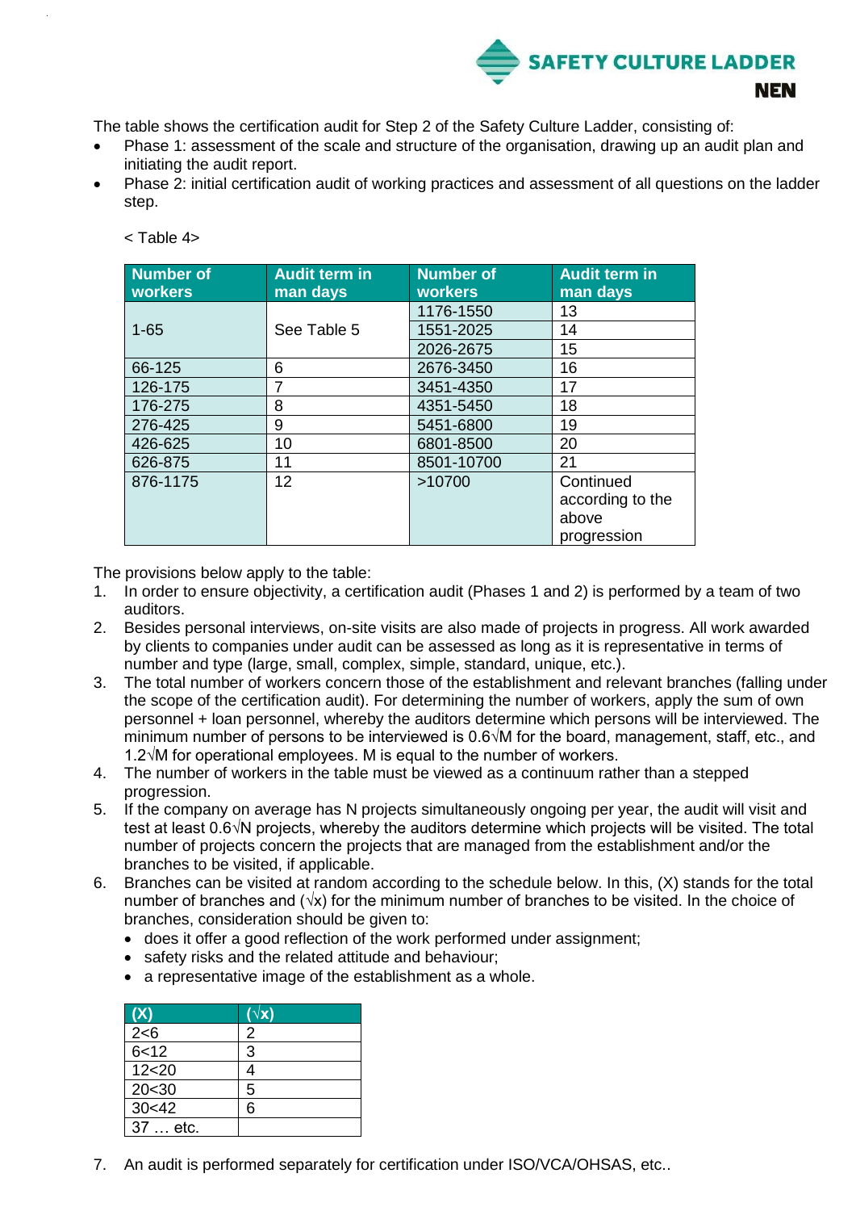The table shows the certification audit for Step 2 of the Safety Culture Ladder, consisting of:

- Phase 1: assessment of the scale and structure of the organisation, drawing up an audit plan and initiating the audit report.
- Phase 2: initial certification audit of working practices and assessment of all questions on the ladder step.

< Table 4>

| Number of workers | Audit term in man days | Number of workers | Audit term in man days |
|---|---|---|---|
| 1-65 | See Table 5 | 1176-1550 | 13 |
| | | 1551-2025 | 14 |
| | | 2026-2675 | 15 |
| 66-125 | 6 | 2676-3450 | 16 |
| 126-175 | 7 | 3451-4350 | 17 |
| 176-275 | 8 | 4351-5450 | 18 |
| 276-425 | 9 | 5451-6800 | 19 |
| 426-625 | 10 | 6801-8500 | 20 |
| 626-875 | 11 | 8501-10700 | 21 |
| 876-1175 | 12 | >10700 | Continued according to the above progression |

The provisions below apply to the table:

1. In order to ensure objectivity, a certification audit (Phases 1 and 2) is performed by a team of two auditors.
2. Besides personal interviews, on-site visits are also made of projects in progress. All work awarded by clients to companies under audit can be assessed as long as it is representative in terms of number and type (large, small, complex, simple, standard, unique, etc.).
3. The total number of workers concern those of the establishment and relevant branches (falling under the scope of the certification audit). For determining the number of workers, apply the sum of own personnel + loan personnel, whereby the auditors determine which persons will be interviewed. The minimum number of persons to be interviewed is $0.6\sqrt{M}$ for the board, management, staff, etc., and $1.2\sqrt{M}$ for operational employees. M is equal to the number of workers.
4. The number of workers in the table must be viewed as a continuum rather than a stepped progression.
5. If the company on average has N projects simultaneously ongoing per year, the audit will visit and test at least $0.6\sqrt{N}$ projects, whereby the auditors determine which projects will be visited. The total number of projects concern the projects that are managed from the establishment and/or the branches to be visited, if applicable.
6. Branches can be visited at random according to the schedule below. In this, (X) stands for the total number of branches and ($\sqrt{x}$) for the minimum number of branches to be visited. In the choice of branches, consideration should be given to:
   - does it offer a good reflection of the work performed under assignment;
   - safety risks and the related attitude and behaviour;
   - a representative image of the establishment as a whole.

| (X) | ($\sqrt{x}$) |
|---|---|
| 2<6 | 2 |
| 6<12 | 3 |
| 12<20 | 4 |
| 20<30 | 5 |
| 30<42 | 6 |
| 37 … etc. | |

7. An audit is performed separately for certification under ISO/VCA/OHSAS, etc..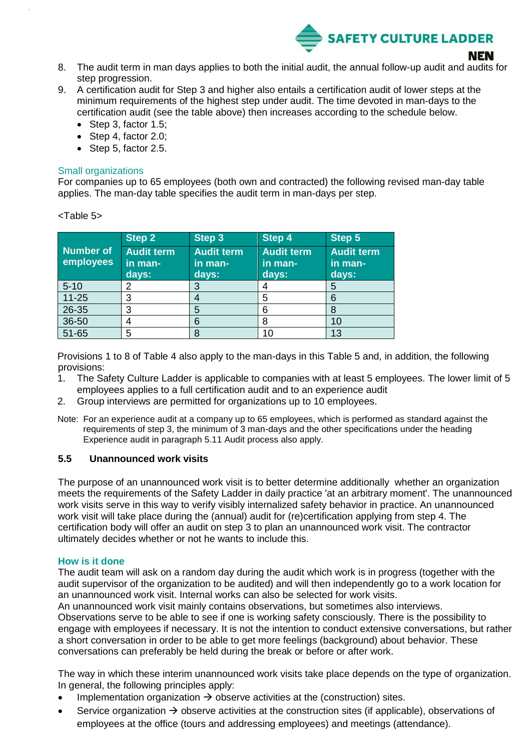8. The audit term in man days applies to both the initial audit, the annual follow-up audit and audits for step progression.
9. A certification audit for Step 3 and higher also entails a certification audit of lower steps at the minimum requirements of the highest step under audit. The time devoted in man-days to the certification audit (see the table above) then increases according to the schedule below.
   - Step 3, factor 1.5;
   - Step 4, factor 2.0;
   - Step 5, factor 2.5.

### Small organizations

For companies up to 65 employees (both own and contracted) the following revised man-day table applies. The man-day table specifies the audit term in man-days per step.

<Table 5>

| Number of employees | Step 2 Audit term in man-days: | Step 3 Audit term in man-days: | Step 4 Audit term in man-days: | Step 5 Audit term in man-days: |
|---|---|---|---|---|
| 5-10 | 2 | 3 | 4 | 5 |
| 11-25 | 3 | 4 | 5 | 6 |
| 26-35 | 3 | 5 | 6 | 8 |
| 36-50 | 4 | 6 | 8 | 10 |
| 51-65 | 5 | 8 | 10 | 13 |

Provisions 1 to 8 of Table 4 also apply to the man-days in this Table 5 and, in addition, the following provisions:

1. The Safety Culture Ladder is applicable to companies with at least 5 employees. The lower limit of 5 employees applies to a full certification audit and to an experience audit
2. Group interviews are permitted for organizations up to 10 employees.

Note: For an experience audit at a company up to 65 employees, which is performed as standard against the requirements of step 3, the minimum of 3 man-days and the other specifications under the heading Experience audit in paragraph 5.11 Audit process also apply.

## 5.5 Unannounced work visits

The purpose of an unannounced work visit is to better determine additionally whether an organization meets the requirements of the Safety Ladder in daily practice 'at an arbitrary moment'. The unannounced work visits serve in this way to verify visibly internalized safety behavior in practice. An unannounced work visit will take place during the (annual) audit for (re)certification applying from step 4. The certification body will offer an audit on step 3 to plan an unannounced work visit. The contractor ultimately decides whether or not he wants to include this.

### How is it done

The audit team will ask on a random day during the audit which work is in progress (together with the audit supervisor of the organization to be audited) and will then independently go to a work location for an unannounced work visit. Internal works can also be selected for work visits.
An unannounced work visit mainly contains observations, but sometimes also interviews.
Observations serve to be able to see if one is working safety consciously. There is the possibility to engage with employees if necessary. It is not the intention to conduct extensive conversations, but rather a short conversation in order to be able to get more feelings (background) about behavior. These conversations can preferably be held during the break or before or after work.

The way in which these interim unannounced work visits take place depends on the type of organization. In general, the following principles apply:

- Implementation organization → observe activities at the (construction) sites.
- Service organization → observe activities at the construction sites (if applicable), observations of employees at the office (tours and addressing employees) and meetings (attendance).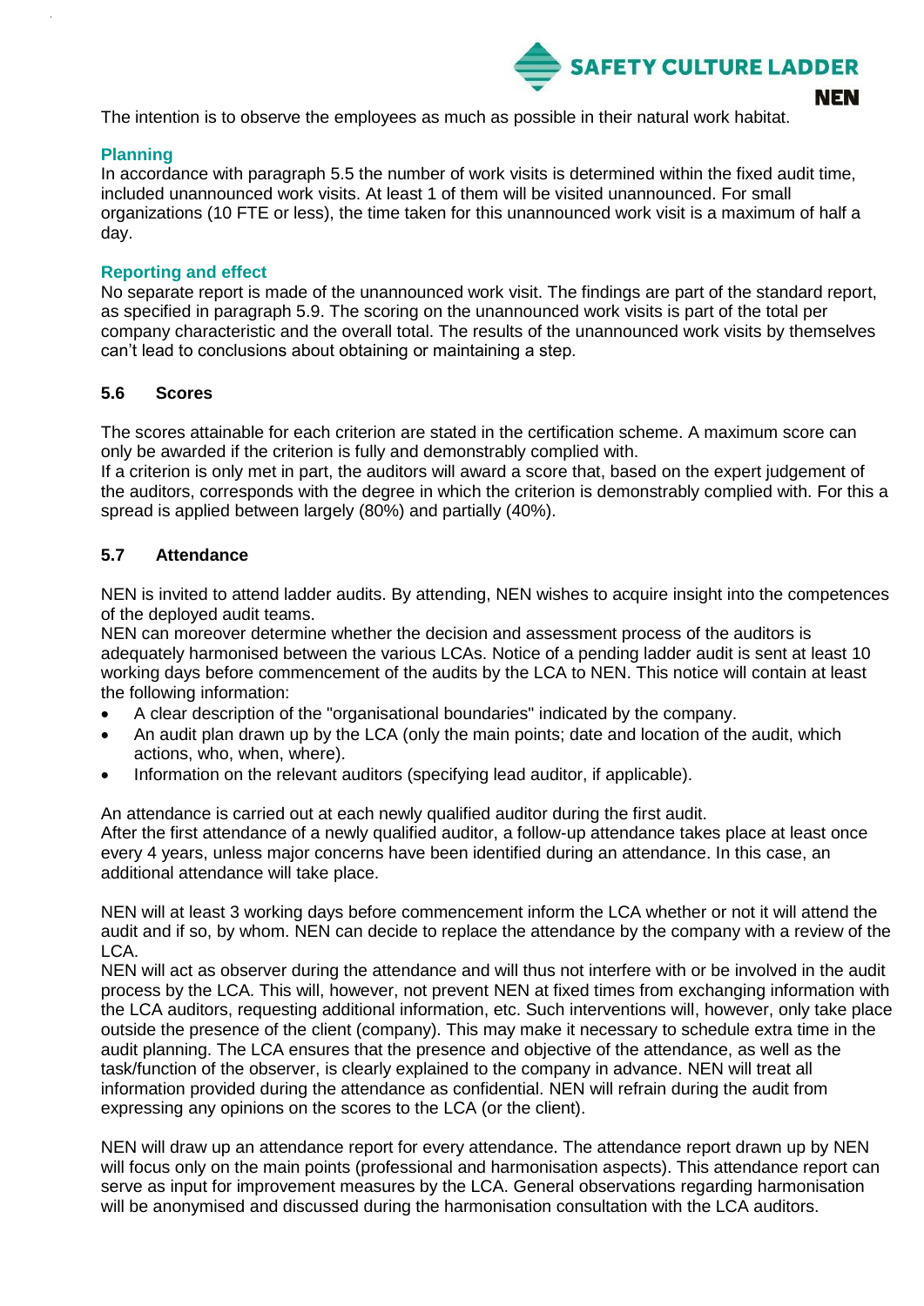The intention is to observe the employees as much as possible in their natural work habitat.

**Planning**

In accordance with paragraph 5.5 the number of work visits is determined within the fixed audit time, included unannounced work visits. At least 1 of them will be visited unannounced. For small organizations (10 FTE or less), the time taken for this unannounced work visit is a maximum of half a day.

**Reporting and effect**

No separate report is made of the unannounced work visit. The findings are part of the standard report, as specified in paragraph 5.9. The scoring on the unannounced work visits is part of the total per company characteristic and the overall total. The results of the unannounced work visits by themselves can't lead to conclusions about obtaining or maintaining a step.

### 5.6 Scores

The scores attainable for each criterion are stated in the certification scheme. A maximum score can only be awarded if the criterion is fully and demonstrably complied with.
If a criterion is only met in part, the auditors will award a score that, based on the expert judgement of the auditors, corresponds with the degree in which the criterion is demonstrably complied with. For this a spread is applied between largely (80%) and partially (40%).

### 5.7 Attendance

NEN is invited to attend ladder audits. By attending, NEN wishes to acquire insight into the competences of the deployed audit teams.
NEN can moreover determine whether the decision and assessment process of the auditors is adequately harmonised between the various LCAs. Notice of a pending ladder audit is sent at least 10 working days before commencement of the audits by the LCA to NEN. This notice will contain at least the following information:

- A clear description of the "organisational boundaries" indicated by the company.
- An audit plan drawn up by the LCA (only the main points; date and location of the audit, which actions, who, when, where).
- Information on the relevant auditors (specifying lead auditor, if applicable).

An attendance is carried out at each newly qualified auditor during the first audit.
After the first attendance of a newly qualified auditor, a follow-up attendance takes place at least once every 4 years, unless major concerns have been identified during an attendance. In this case, an additional attendance will take place.

NEN will at least 3 working days before commencement inform the LCA whether or not it will attend the audit and if so, by whom. NEN can decide to replace the attendance by the company with a review of the LCA.
NEN will act as observer during the attendance and will thus not interfere with or be involved in the audit process by the LCA. This will, however, not prevent NEN at fixed times from exchanging information with the LCA auditors, requesting additional information, etc. Such interventions will, however, only take place outside the presence of the client (company). This may make it necessary to schedule extra time in the audit planning. The LCA ensures that the presence and objective of the attendance, as well as the task/function of the observer, is clearly explained to the company in advance. NEN will treat all information provided during the attendance as confidential. NEN will refrain during the audit from expressing any opinions on the scores to the LCA (or the client).

NEN will draw up an attendance report for every attendance. The attendance report drawn up by NEN will focus only on the main points (professional and harmonisation aspects). This attendance report can serve as input for improvement measures by the LCA. General observations regarding harmonisation will be anonymised and discussed during the harmonisation consultation with the LCA auditors.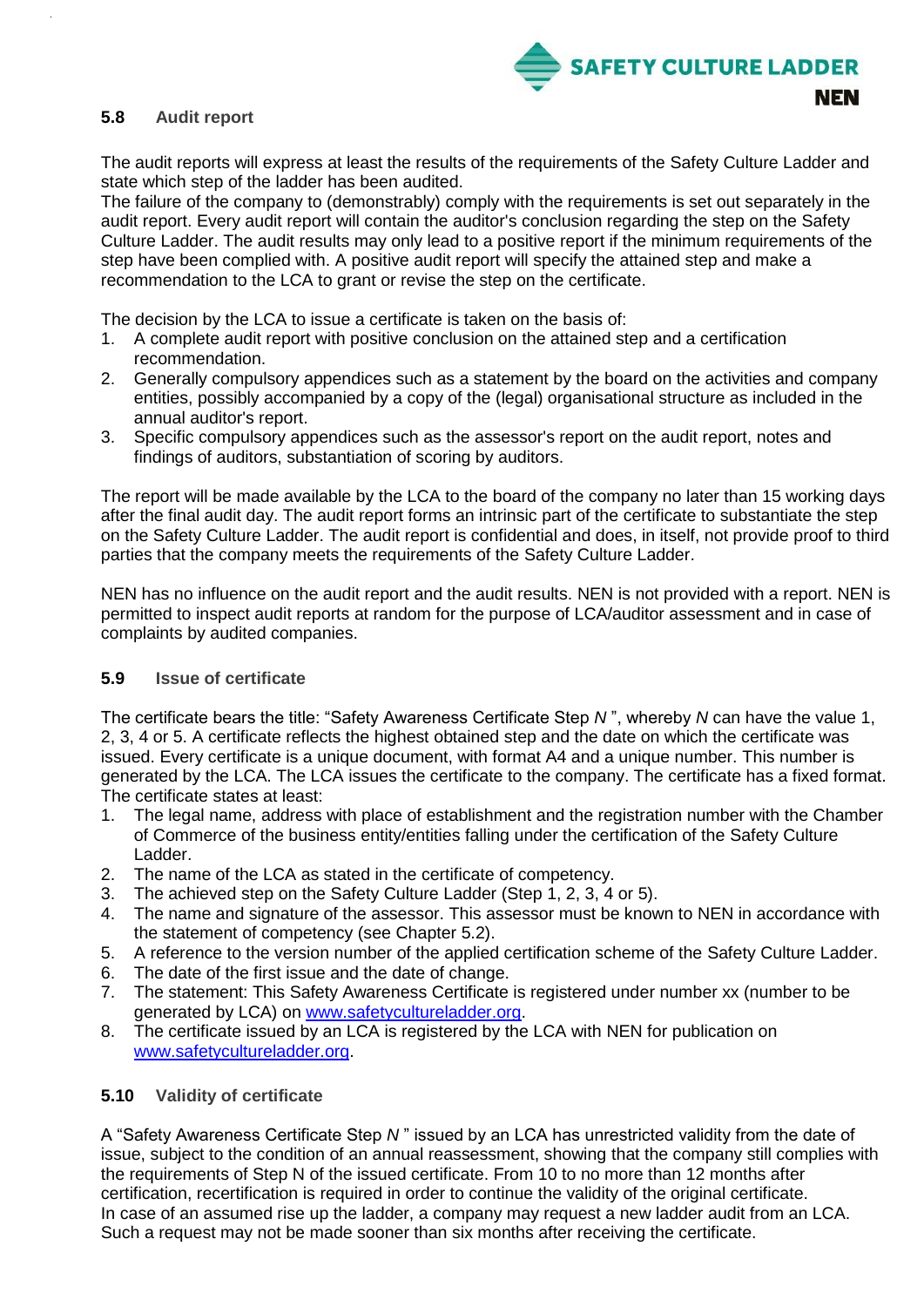### 5.8 Audit report

The audit reports will express at least the results of the requirements of the Safety Culture Ladder and state which step of the ladder has been audited.
The failure of the company to (demonstrably) comply with the requirements is set out separately in the audit report. Every audit report will contain the auditor's conclusion regarding the step on the Safety Culture Ladder. The audit results may only lead to a positive report if the minimum requirements of the step have been complied with. A positive audit report will specify the attained step and make a recommendation to the LCA to grant or revise the step on the certificate.

The decision by the LCA to issue a certificate is taken on the basis of:

1. A complete audit report with positive conclusion on the attained step and a certification recommendation.
2. Generally compulsory appendices such as a statement by the board on the activities and company entities, possibly accompanied by a copy of the (legal) organisational structure as included in the annual auditor's report.
3. Specific compulsory appendices such as the assessor's report on the audit report, notes and findings of auditors, substantiation of scoring by auditors.

The report will be made available by the LCA to the board of the company no later than 15 working days after the final audit day. The audit report forms an intrinsic part of the certificate to substantiate the step on the Safety Culture Ladder. The audit report is confidential and does, in itself, not provide proof to third parties that the company meets the requirements of the Safety Culture Ladder.

NEN has no influence on the audit report and the audit results. NEN is not provided with a report. NEN is permitted to inspect audit reports at random for the purpose of LCA/auditor assessment and in case of complaints by audited companies.

### 5.9 Issue of certificate

The certificate bears the title: "Safety Awareness Certificate Step *N* ", whereby *N* can have the value 1, 2, 3, 4 or 5. A certificate reflects the highest obtained step and the date on which the certificate was issued. Every certificate is a unique document, with format A4 and a unique number. This number is generated by the LCA. The LCA issues the certificate to the company. The certificate has a fixed format. The certificate states at least:

1. The legal name, address with place of establishment and the registration number with the Chamber of Commerce of the business entity/entities falling under the certification of the Safety Culture Ladder.
2. The name of the LCA as stated in the certificate of competency.
3. The achieved step on the Safety Culture Ladder (Step 1, 2, 3, 4 or 5).
4. The name and signature of the assessor. This assessor must be known to NEN in accordance with the statement of competency (see Chapter 5.2).
5. A reference to the version number of the applied certification scheme of the Safety Culture Ladder.
6. The date of the first issue and the date of change.
7. The statement: This Safety Awareness Certificate is registered under number xx (number to be generated by LCA) on [www.safetycultureladder.org](www.safetycultureladder.org).
8. The certificate issued by an LCA is registered by the LCA with NEN for publication on [www.safetycultureladder.org](www.safetycultureladder.org).

### 5.10 Validity of certificate

A "Safety Awareness Certificate Step *N* " issued by an LCA has unrestricted validity from the date of issue, subject to the condition of an annual reassessment, showing that the company still complies with the requirements of Step N of the issued certificate. From 10 to no more than 12 months after certification, recertification is required in order to continue the validity of the original certificate.
In case of an assumed rise up the ladder, a company may request a new ladder audit from an LCA. Such a request may not be made sooner than six months after receiving the certificate.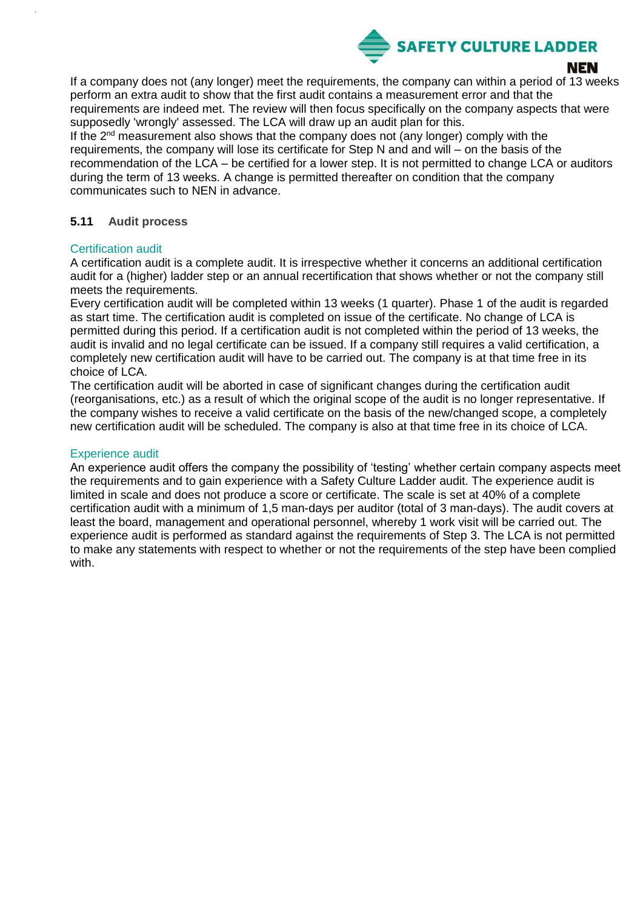If a company does not (any longer) meet the requirements, the company can within a period of 13 weeks perform an extra audit to show that the first audit contains a measurement error and that the requirements are indeed met. The review will then focus specifically on the company aspects that were supposedly 'wrongly' assessed. The LCA will draw up an audit plan for this.
If the 2nd measurement also shows that the company does not (any longer) comply with the requirements, the company will lose its certificate for Step N and and will – on the basis of the recommendation of the LCA – be certified for a lower step. It is not permitted to change LCA or auditors during the term of 13 weeks. A change is permitted thereafter on condition that the company communicates such to NEN in advance.

### 5.11 Audit process

#### Certification audit

A certification audit is a complete audit. It is irrespective whether it concerns an additional certification audit for a (higher) ladder step or an annual recertification that shows whether or not the company still meets the requirements.
Every certification audit will be completed within 13 weeks (1 quarter). Phase 1 of the audit is regarded as start time. The certification audit is completed on issue of the certificate. No change of LCA is permitted during this period. If a certification audit is not completed within the period of 13 weeks, the audit is invalid and no legal certificate can be issued. If a company still requires a valid certification, a completely new certification audit will have to be carried out. The company is at that time free in its choice of LCA.
The certification audit will be aborted in case of significant changes during the certification audit (reorganisations, etc.) as a result of which the original scope of the audit is no longer representative. If the company wishes to receive a valid certificate on the basis of the new/changed scope, a completely new certification audit will be scheduled. The company is also at that time free in its choice of LCA.

#### Experience audit

An experience audit offers the company the possibility of 'testing' whether certain company aspects meet the requirements and to gain experience with a Safety Culture Ladder audit. The experience audit is limited in scale and does not produce a score or certificate. The scale is set at 40% of a complete certification audit with a minimum of 1,5 man-days per auditor (total of 3 man-days). The audit covers at least the board, management and operational personnel, whereby 1 work visit will be carried out. The experience audit is performed as standard against the requirements of Step 3. The LCA is not permitted to make any statements with respect to whether or not the requirements of the step have been complied with.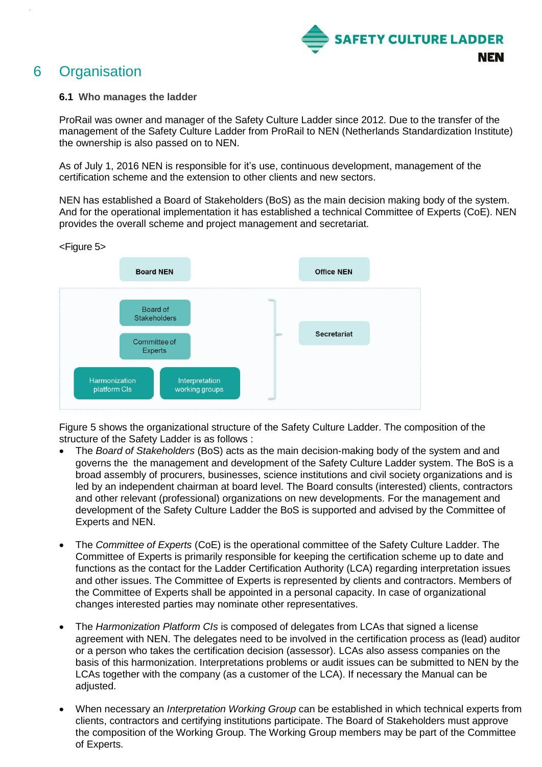# 6 Organisation

### 6.1 Who manages the ladder

ProRail was owner and manager of the Safety Culture Ladder since 2012. Due to the transfer of the management of the Safety Culture Ladder from ProRail to NEN (Netherlands Standardization Institute) the ownership is also passed on to NEN.

As of July 1, 2016 NEN is responsible for it's use, continuous development, management of the certification scheme and the extension to other clients and new sectors.

NEN has established a Board of Stakeholders (BoS) as the main decision making body of the system. And for the operational implementation it has established a technical Committee of Experts (CoE). NEN provides the overall scheme and project management and secretariat.

<Figure 5>

Board NEN | Office NEN

Board of Stakeholders

Committee of Experts

Harmonization platform CIs | Interpretation working groups

Secretariat

Figure 5 shows the organizational structure of the Safety Culture Ladder. The composition of the structure of the Safety Ladder is as follows :

- The *Board of Stakeholders* (BoS) acts as the main decision-making body of the system and and governs the the management and development of the Safety Culture Ladder system. The BoS is a broad assembly of procurers, businesses, science institutions and civil society organizations and is led by an independent chairman at board level. The Board consults (interested) clients, contractors and other relevant (professional) organizations on new developments. For the management and development of the Safety Culture Ladder the BoS is supported and advised by the Committee of Experts and NEN.

- The *Committee of Experts* (CoE) is the operational committee of the Safety Culture Ladder. The Committee of Experts is primarily responsible for keeping the certification scheme up to date and functions as the contact for the Ladder Certification Authority (LCA) regarding interpretation issues and other issues. The Committee of Experts is represented by clients and contractors. Members of the Committee of Experts shall be appointed in a personal capacity. In case of organizational changes interested parties may nominate other representatives.

- The *Harmonization Platform CIs* is composed of delegates from LCAs that signed a license agreement with NEN. The delegates need to be involved in the certification process as (lead) auditor or a person who takes the certification decision (assessor). LCAs also assess companies on the basis of this harmonization. Interpretations problems or audit issues can be submitted to NEN by the LCAs together with the company (as a customer of the LCA). If necessary the Manual can be adjusted.

- When necessary an *Interpretation Working Group* can be established in which technical experts from clients, contractors and certifying institutions participate. The Board of Stakeholders must approve the composition of the Working Group. The Working Group members may be part of the Committee of Experts.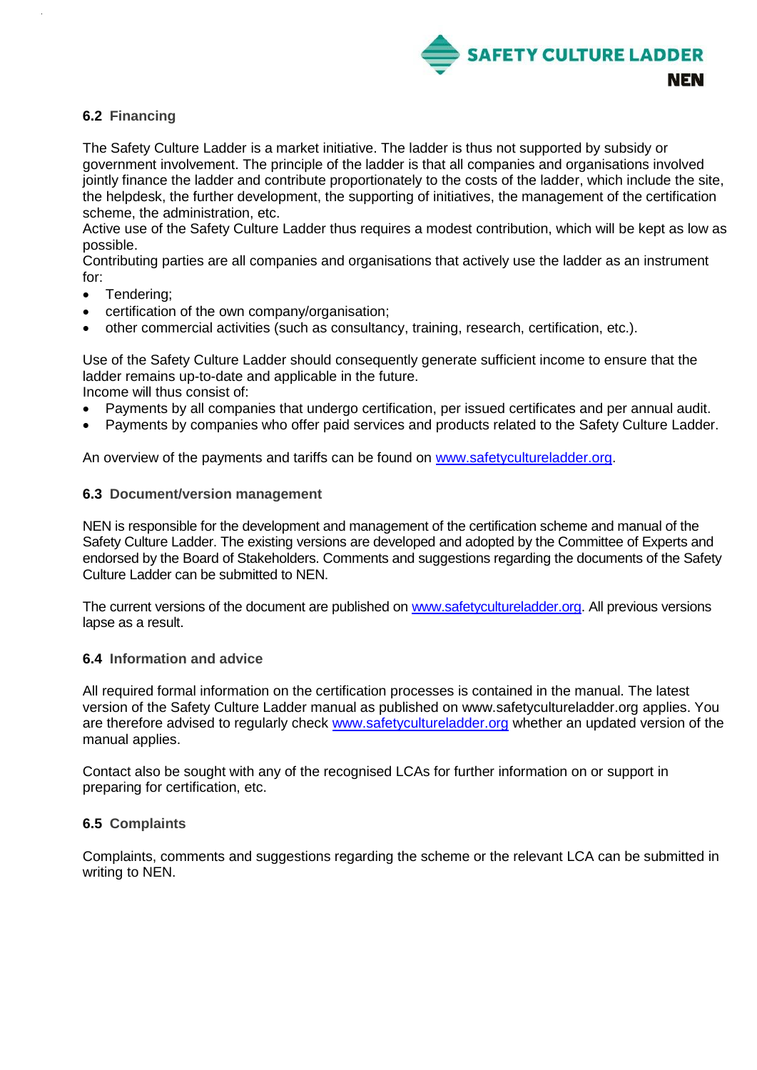### 6.2 Financing

The Safety Culture Ladder is a market initiative. The ladder is thus not supported by subsidy or government involvement. The principle of the ladder is that all companies and organisations involved jointly finance the ladder and contribute proportionately to the costs of the ladder, which include the site, the helpdesk, the further development, the supporting of initiatives, the management of the certification scheme, the administration, etc.
Active use of the Safety Culture Ladder thus requires a modest contribution, which will be kept as low as possible.
Contributing parties are all companies and organisations that actively use the ladder as an instrument for:

- Tendering;
- certification of the own company/organisation;
- other commercial activities (such as consultancy, training, research, certification, etc.).

Use of the Safety Culture Ladder should consequently generate sufficient income to ensure that the ladder remains up-to-date and applicable in the future.
Income will thus consist of:

- Payments by all companies that undergo certification, per issued certificates and per annual audit.
- Payments by companies who offer paid services and products related to the Safety Culture Ladder.

An overview of the payments and tariffs can be found on [www.safetycultureladder.org](http://www.safetycultureladder.org).

### 6.3 Document/version management

NEN is responsible for the development and management of the certification scheme and manual of the Safety Culture Ladder. The existing versions are developed and adopted by the Committee of Experts and endorsed by the Board of Stakeholders. Comments and suggestions regarding the documents of the Safety Culture Ladder can be submitted to NEN.

The current versions of the document are published on [www.safetycultureladder.org](http://www.safetycultureladder.org). All previous versions lapse as a result.

### 6.4 Information and advice

All required formal information on the certification processes is contained in the manual. The latest version of the Safety Culture Ladder manual as published on www.safetycultureladder.org applies. You are therefore advised to regularly check [www.safetycultureladder.org](http://www.safetycultureladder.org) whether an updated version of the manual applies.

Contact also be sought with any of the recognised LCAs for further information on or support in preparing for certification, etc.

### 6.5 Complaints

Complaints, comments and suggestions regarding the scheme or the relevant LCA can be submitted in writing to NEN.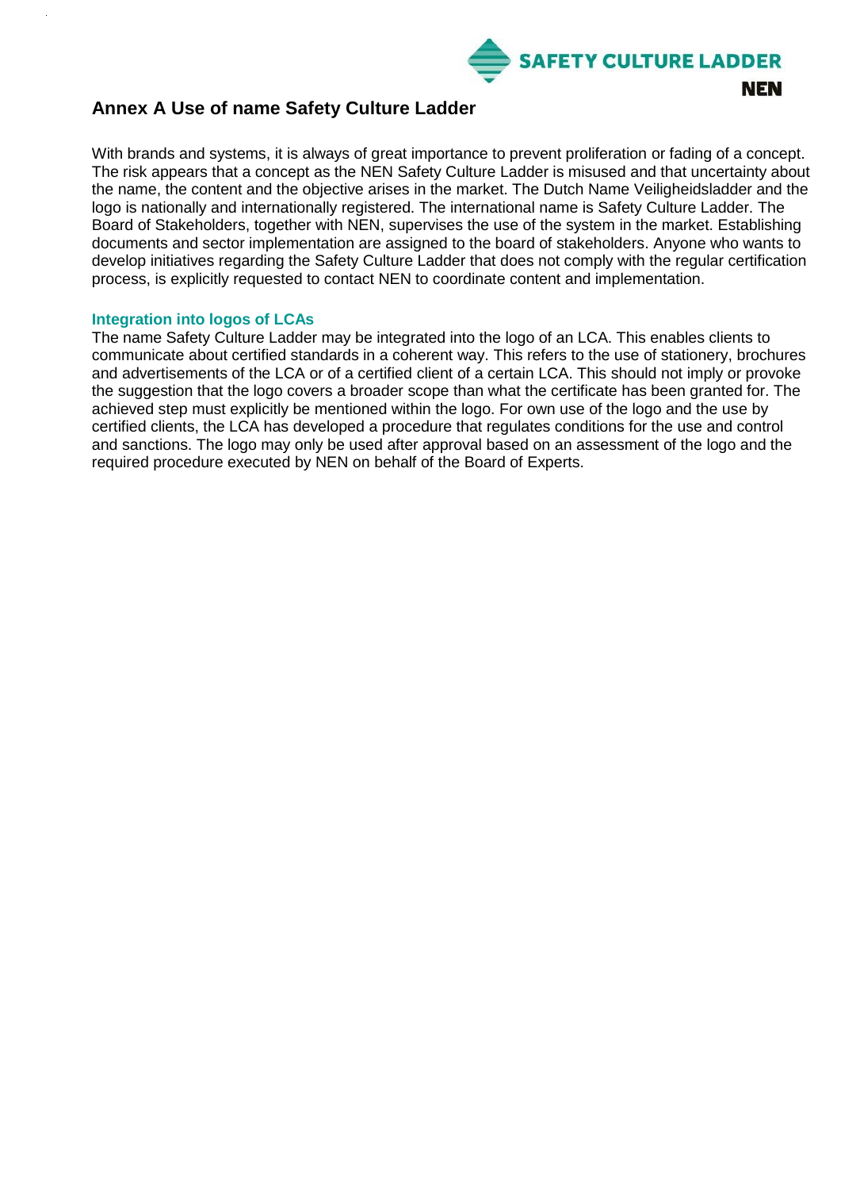## Annex A Use of name Safety Culture Ladder

With brands and systems, it is always of great importance to prevent proliferation or fading of a concept. The risk appears that a concept as the NEN Safety Culture Ladder is misused and that uncertainty about the name, the content and the objective arises in the market. The Dutch Name Veiligheidsladder and the logo is nationally and internationally registered. The international name is Safety Culture Ladder. The Board of Stakeholders, together with NEN, supervises the use of the system in the market. Establishing documents and sector implementation are assigned to the board of stakeholders. Anyone who wants to develop initiatives regarding the Safety Culture Ladder that does not comply with the regular certification process, is explicitly requested to contact NEN to coordinate content and implementation.

### Integration into logos of LCAs

The name Safety Culture Ladder may be integrated into the logo of an LCA. This enables clients to communicate about certified standards in a coherent way. This refers to the use of stationery, brochures and advertisements of the LCA or of a certified client of a certain LCA. This should not imply or provoke the suggestion that the logo covers a broader scope than what the certificate has been granted for. The achieved step must explicitly be mentioned within the logo. For own use of the logo and the use by certified clients, the LCA has developed a procedure that regulates conditions for the use and control and sanctions. The logo may only be used after approval based on an assessment of the logo and the required procedure executed by NEN on behalf of the Board of Experts.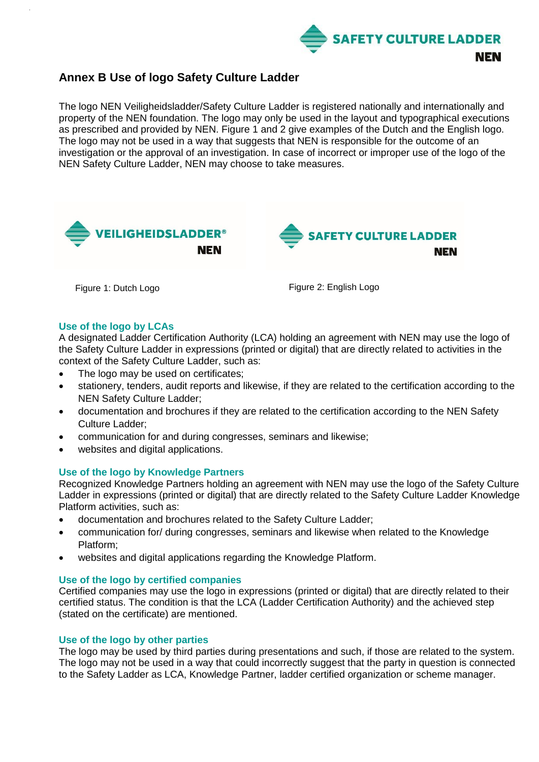# Annex B Use of logo Safety Culture Ladder

The logo NEN Veiligheidsladder/Safety Culture Ladder is registered nationally and internationally and property of the NEN foundation. The logo may only be used in the layout and typographical executions as prescribed and provided by NEN. Figure 1 and 2 give examples of the Dutch and the English logo. The logo may not be used in a way that suggests that NEN is responsible for the outcome of an investigation or the approval of an investigation. In case of incorrect or improper use of the logo of the NEN Safety Culture Ladder, NEN may choose to take measures.

Figure 1: Dutch Logo

Figure 2: English Logo

### Use of the logo by LCAs

A designated Ladder Certification Authority (LCA) holding an agreement with NEN may use the logo of the Safety Culture Ladder in expressions (printed or digital) that are directly related to activities in the context of the Safety Culture Ladder, such as:

- The logo may be used on certificates;
- stationery, tenders, audit reports and likewise, if they are related to the certification according to the NEN Safety Culture Ladder;
- documentation and brochures if they are related to the certification according to the NEN Safety Culture Ladder;
- communication for and during congresses, seminars and likewise;
- websites and digital applications.

### Use of the logo by Knowledge Partners

Recognized Knowledge Partners holding an agreement with NEN may use the logo of the Safety Culture Ladder in expressions (printed or digital) that are directly related to the Safety Culture Ladder Knowledge Platform activities, such as:

- documentation and brochures related to the Safety Culture Ladder;
- communication for/ during congresses, seminars and likewise when related to the Knowledge Platform;
- websites and digital applications regarding the Knowledge Platform.

### Use of the logo by certified companies

Certified companies may use the logo in expressions (printed or digital) that are directly related to their certified status. The condition is that the LCA (Ladder Certification Authority) and the achieved step (stated on the certificate) are mentioned.

### Use of the logo by other parties

The logo may be used by third parties during presentations and such, if those are related to the system. The logo may not be used in a way that could incorrectly suggest that the party in question is connected to the Safety Ladder as LCA, Knowledge Partner, ladder certified organization or scheme manager.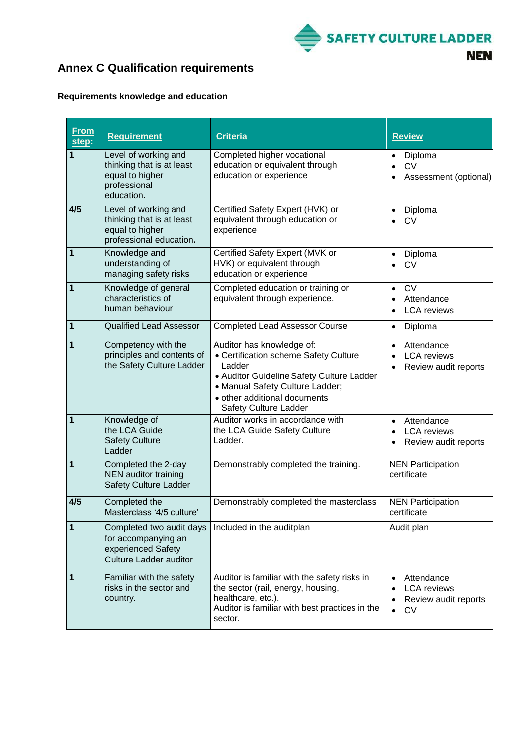# Annex C Qualification requirements

**Requirements knowledge and education**

| From step: | Requirement | Criteria | Review |
|---|---|---|---|
| **1** | Level of working and thinking that is at least equal to higher professional education. | Completed higher vocational education or equivalent through education or experience | • Diploma<br>• CV<br>• Assessment (optional) |
| **4/5** | Level of working and thinking that is at least equal to higher professional education. | Certified Safety Expert (HVK) or equivalent through education or experience | • Diploma<br>• CV |
| **1** | Knowledge and understanding of managing safety risks | Certified Safety Expert (MVK or HVK) or equivalent through education or experience | • Diploma<br>• CV |
| **1** | Knowledge of general characteristics of human behaviour | Completed education or training or equivalent through experience. | • CV<br>• Attendance<br>• LCA reviews |
| **1** | Qualified Lead Assessor | Completed Lead Assessor Course | • Diploma |
| **1** | Competency with the principles and contents of the Safety Culture Ladder | Auditor has knowledge of:<br>• Certification scheme Safety Culture Ladder<br>• Auditor Guideline Safety Culture Ladder<br>• Manual Safety Culture Ladder;<br>• other additional documents Safety Culture Ladder | • Attendance<br>• LCA reviews<br>• Review audit reports |
| **1** | Knowledge of the LCA Guide Safety Culture Ladder | Auditor works in accordance with the LCA Guide Safety Culture Ladder. | • Attendance<br>• LCA reviews<br>• Review audit reports |
| **1** | Completed the 2-day NEN auditor training Safety Culture Ladder | Demonstrably completed the training. | NEN Participation certificate |
| **4/5** | Completed the Masterclass '4/5 culture' | Demonstrably completed the masterclass | NEN Participation certificate |
| **1** | Completed two audit days for accompanying an experienced Safety Culture Ladder auditor | Included in the auditplan | Audit plan |
| **1** | Familiar with the safety risks in the sector and country. | Auditor is familiar with the safety risks in the sector (rail, energy, housing, healthcare, etc.).<br>Auditor is familiar with best practices in the sector. | • Attendance<br>• LCA reviews<br>• Review audit reports<br>• CV |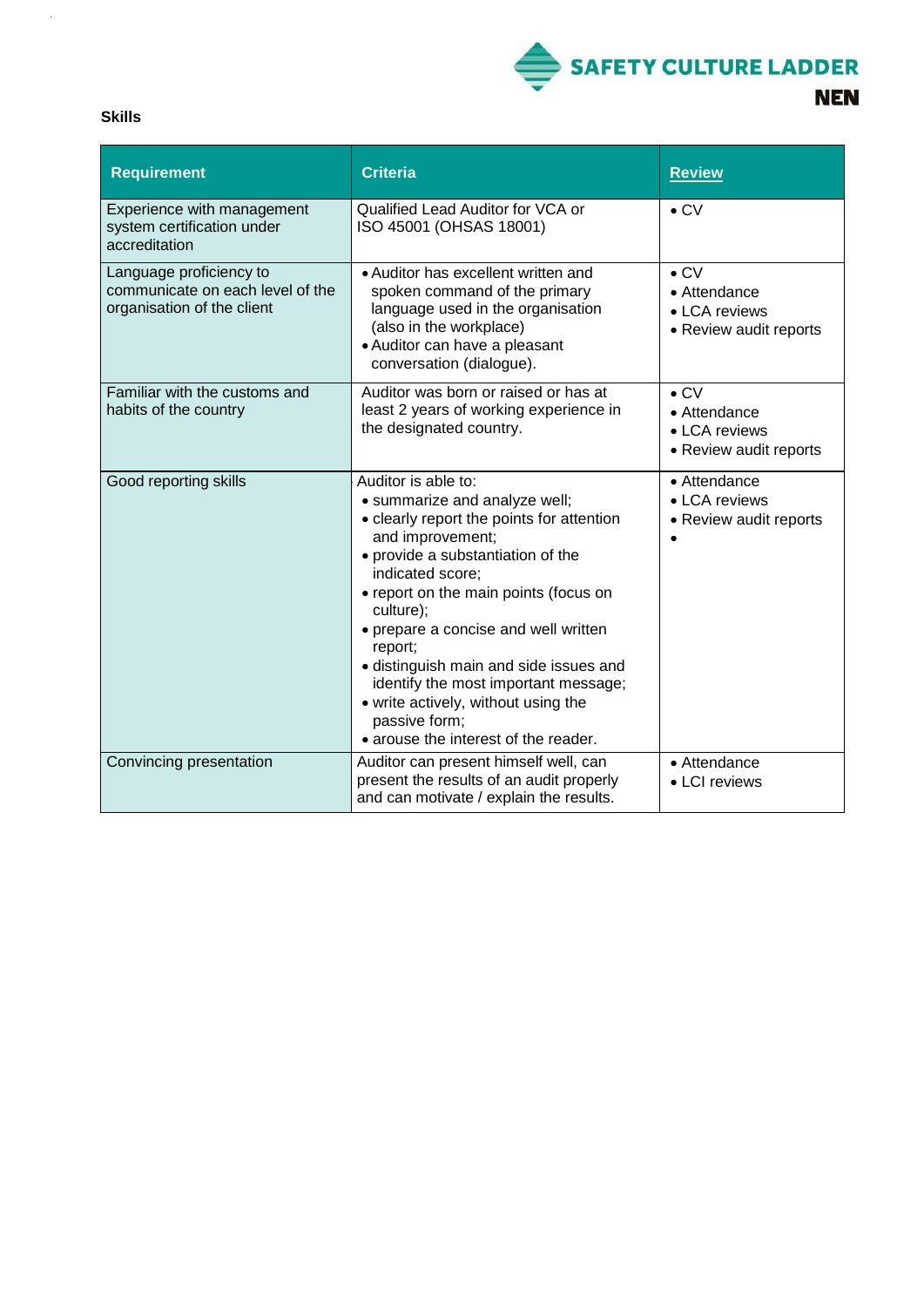**Skills**

| Requirement | Criteria | Review |
|---|---|---|
| Experience with management system certification under accreditation | Qualified Lead Auditor for VCA or ISO 45001 (OHSAS 18001) | • CV |
| Language proficiency to communicate on each level of the organisation of the client | • Auditor has excellent written and spoken command of the primary language used in the organisation (also in the workplace)<br>• Auditor can have a pleasant conversation (dialogue). | • CV<br>• Attendance<br>• LCA reviews<br>• Review audit reports |
| Familiar with the customs and habits of the country | Auditor was born or raised or has at least 2 years of working experience in the designated country. | • CV<br>• Attendance<br>• LCA reviews<br>• Review audit reports |
| Good reporting skills | Auditor is able to:<br>• summarize and analyze well;<br>• clearly report the points for attention and improvement;<br>• provide a substantiation of the indicated score;<br>• report on the main points (focus on culture);<br>• prepare a concise and well written report;<br>• distinguish main and side issues and identify the most important message;<br>• write actively, without using the passive form;<br>• arouse the interest of the reader. | • Attendance<br>• LCA reviews<br>• Review audit reports<br>• |
| Convincing presentation | Auditor can present himself well, can present the results of an audit properly and can motivate / explain the results. | • Attendance<br>• LCI reviews |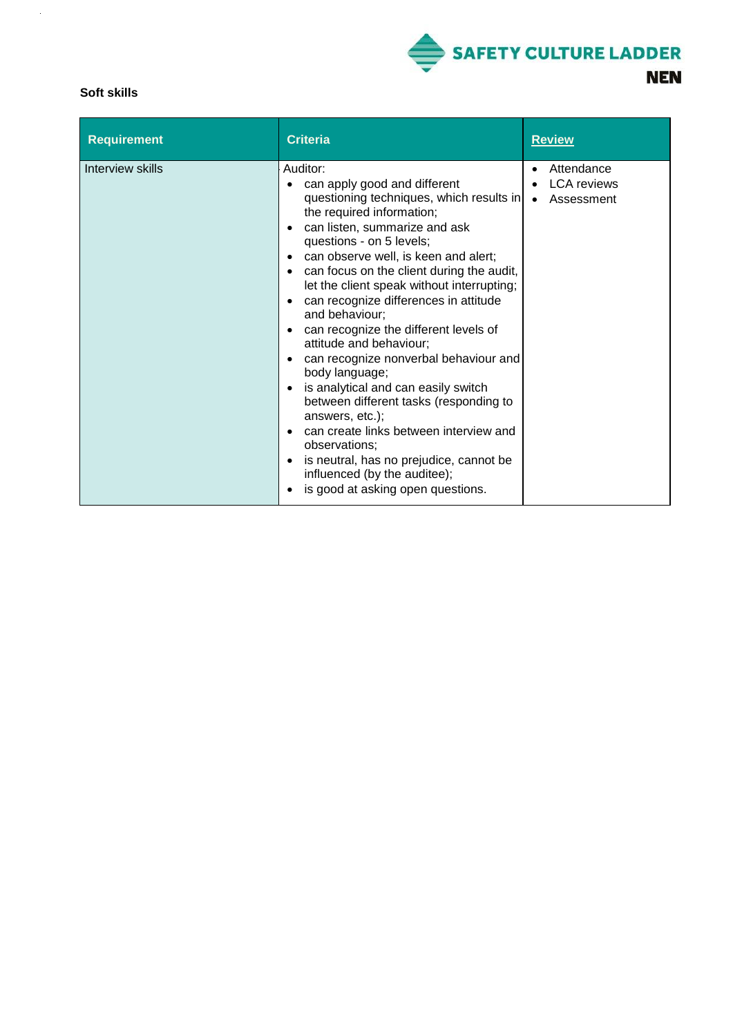**Soft skills**

| Requirement | Criteria | Review |
| --- | --- | --- |
| Interview skills | Auditor:<br>• can apply good and different questioning techniques, which results in the required information;<br>• can listen, summarize and ask questions - on 5 levels;<br>• can observe well, is keen and alert;<br>• can focus on the client during the audit, let the client speak without interrupting;<br>• can recognize differences in attitude and behaviour;<br>• can recognize the different levels of attitude and behaviour;<br>• can recognize nonverbal behaviour and body language;<br>• is analytical and can easily switch between different tasks (responding to answers, etc.);<br>• can create links between interview and observations;<br>• is neutral, has no prejudice, cannot be influenced (by the auditee);<br>• is good at asking open questions. | • Attendance<br>• LCA reviews<br>• Assessment |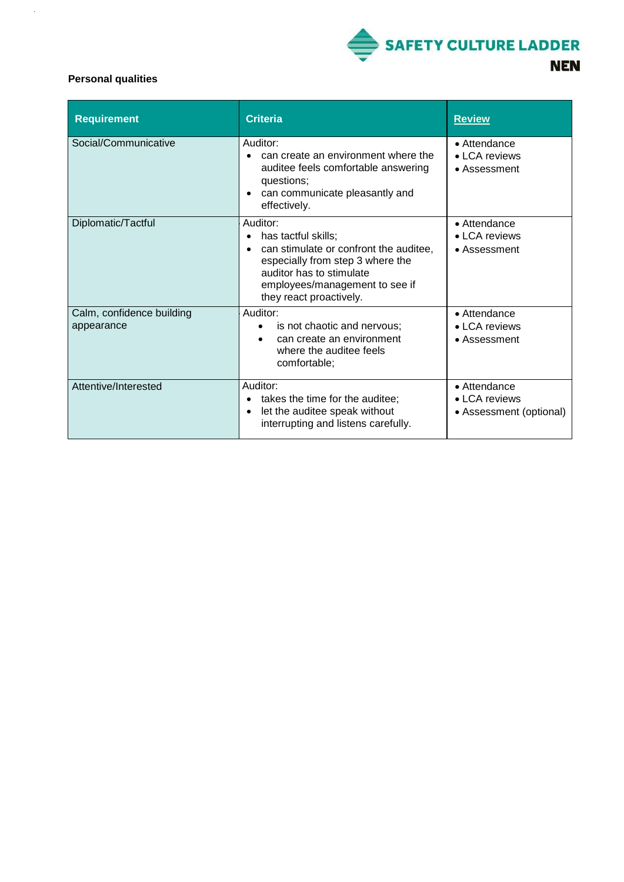**Personal qualities**

| Requirement | Criteria | Review |
|---|---|---|
| Social/Communicative | Auditor:<br>• can create an environment where the auditee feels comfortable answering questions;<br>• can communicate pleasantly and effectively. | • Attendance<br>• LCA reviews<br>• Assessment |
| Diplomatic/Tactful | Auditor:<br>• has tactful skills;<br>• can stimulate or confront the auditee, especially from step 3 where the auditor has to stimulate employees/management to see if they react proactively. | • Attendance<br>• LCA reviews<br>• Assessment |
| Calm, confidence building appearance | Auditor:<br>• is not chaotic and nervous;<br>• can create an environment where the auditee feels comfortable; | • Attendance<br>• LCA reviews<br>• Assessment |
| Attentive/Interested | Auditor:<br>• takes the time for the auditee;<br>• let the auditee speak without interrupting and listens carefully. | • Attendance<br>• LCA reviews<br>• Assessment (optional) |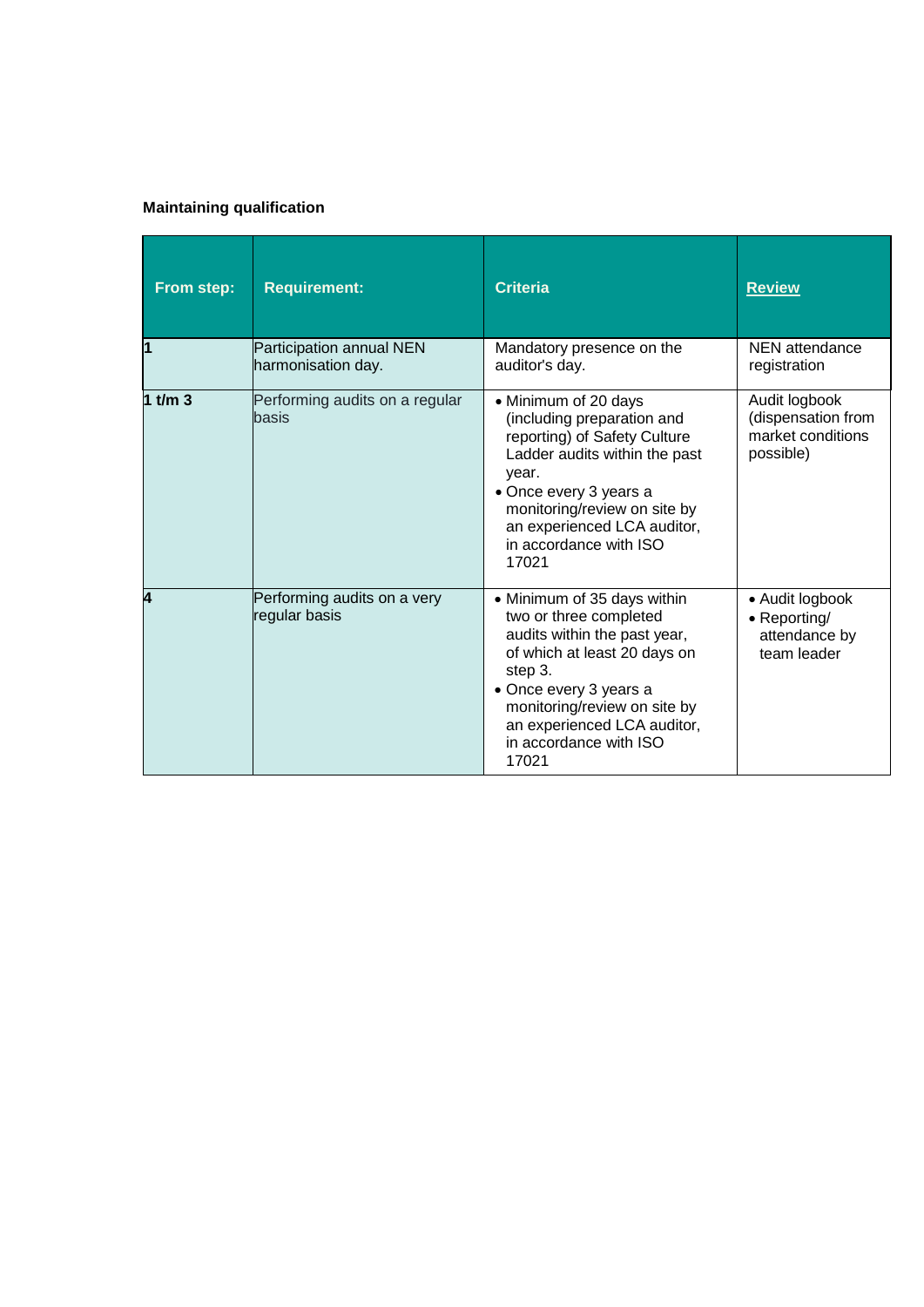**Maintaining qualification**

| From step: | Requirement: | Criteria | Review |
|---|---|---|---|
| **1** | Participation annual NEN harmonisation day. | Mandatory presence on the auditor's day. | NEN attendance registration |
| **1 t/m 3** | Performing audits on a regular basis | • Minimum of 20 days (including preparation and reporting) of Safety Culture Ladder audits within the past year.<br>• Once every 3 years a monitoring/review on site by an experienced LCA auditor, in accordance with ISO 17021 | Audit logbook (dispensation from market conditions possible) |
| **4** | Performing audits on a very regular basis | • Minimum of 35 days within two or three completed audits within the past year, of which at least 20 days on step 3.<br>• Once every 3 years a monitoring/review on site by an experienced LCA auditor, in accordance with ISO 17021 | • Audit logbook<br>• Reporting/ attendance by team leader |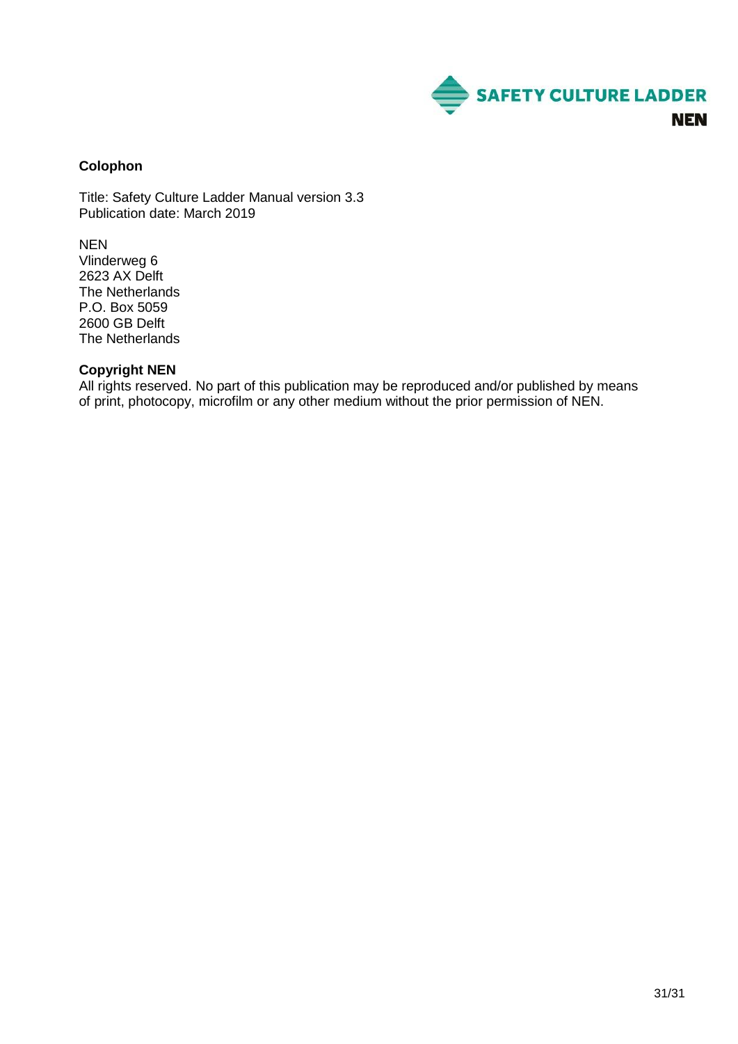SAFETY CULTURE LADDER
NEN

**Colophon**

Title: Safety Culture Ladder Manual version 3.3
Publication date: March 2019

NEN
Vlinderweg 6
2623 AX Delft
The Netherlands
P.O. Box 5059
2600 GB Delft
The Netherlands

**Copyright NEN**
All rights reserved. No part of this publication may be reproduced and/or published by means of print, photocopy, microfilm or any other medium without the prior permission of NEN.